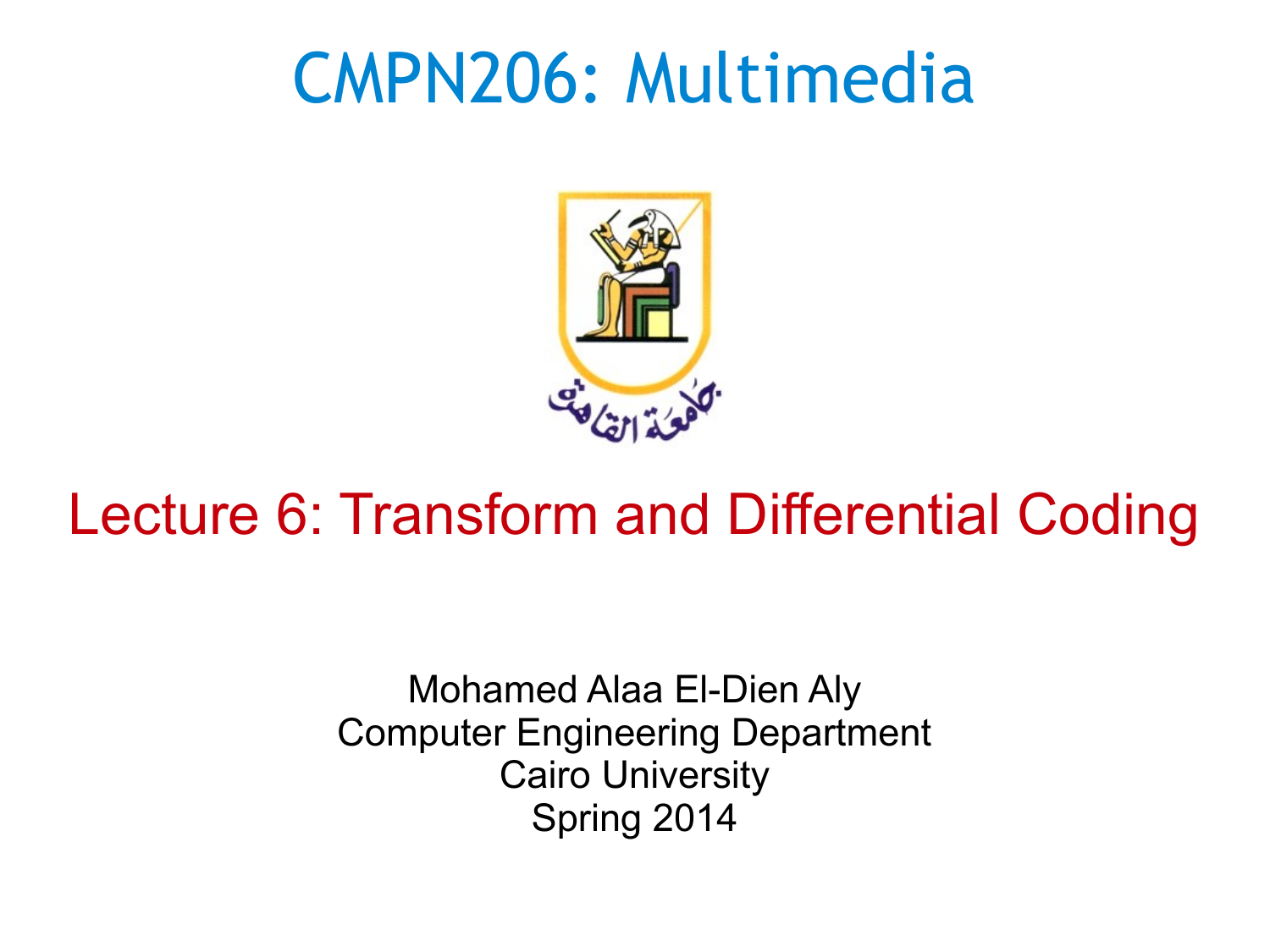# CMPN206: Multimedia

جامعة القاهرة

## Lecture 6: Transform and Differential Coding

Mohamed Alaa El-Dien Aly
Computer Engineering Department
Cairo University
Spring 2014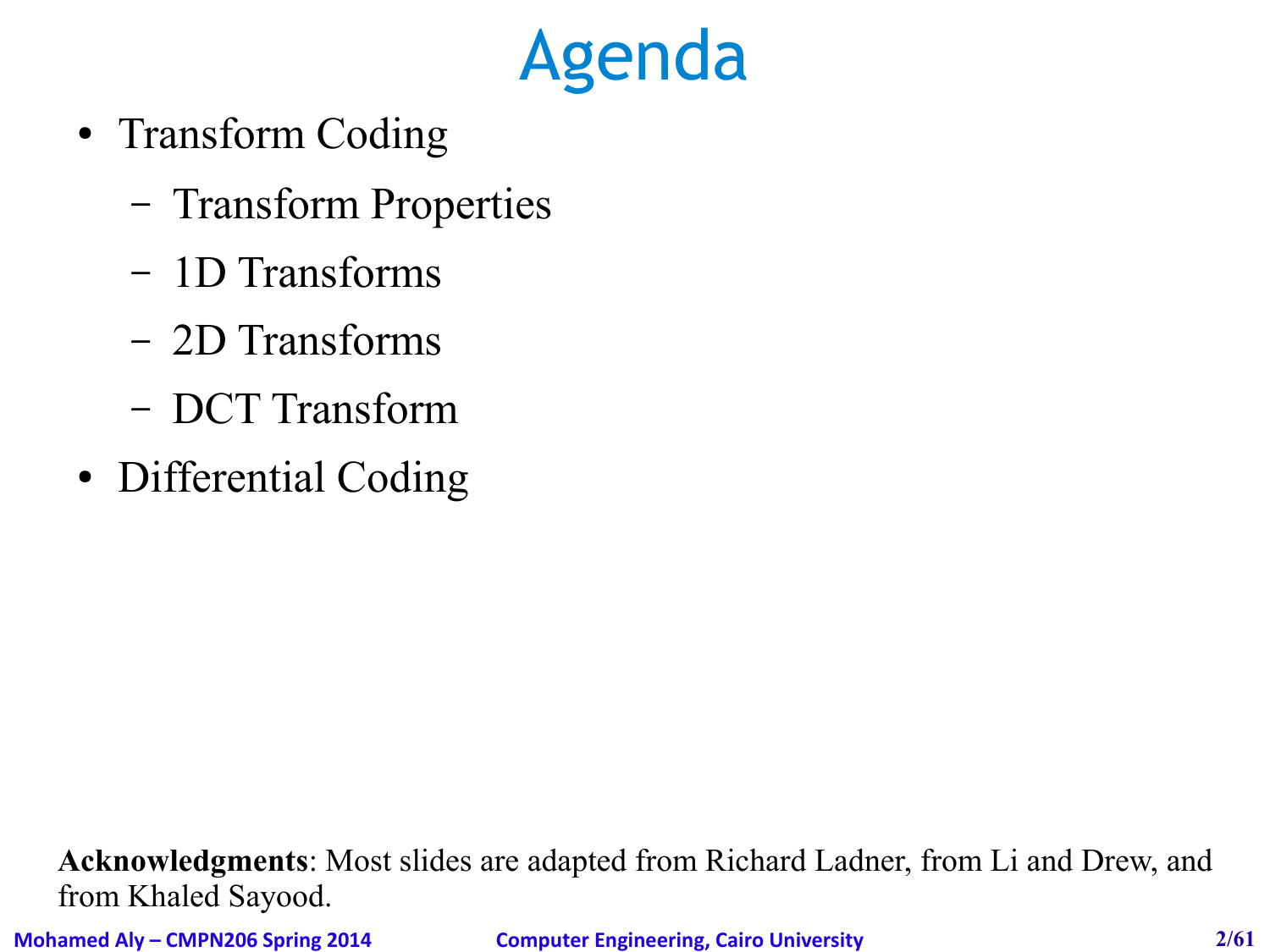# Agenda

- Transform Coding
  - Transform Properties
  - 1D Transforms
  - 2D Transforms
  - DCT Transform
- Differential Coding

**Acknowledgments**: Most slides are adapted from Richard Ladner, from Li and Drew, and from Khaled Sayood.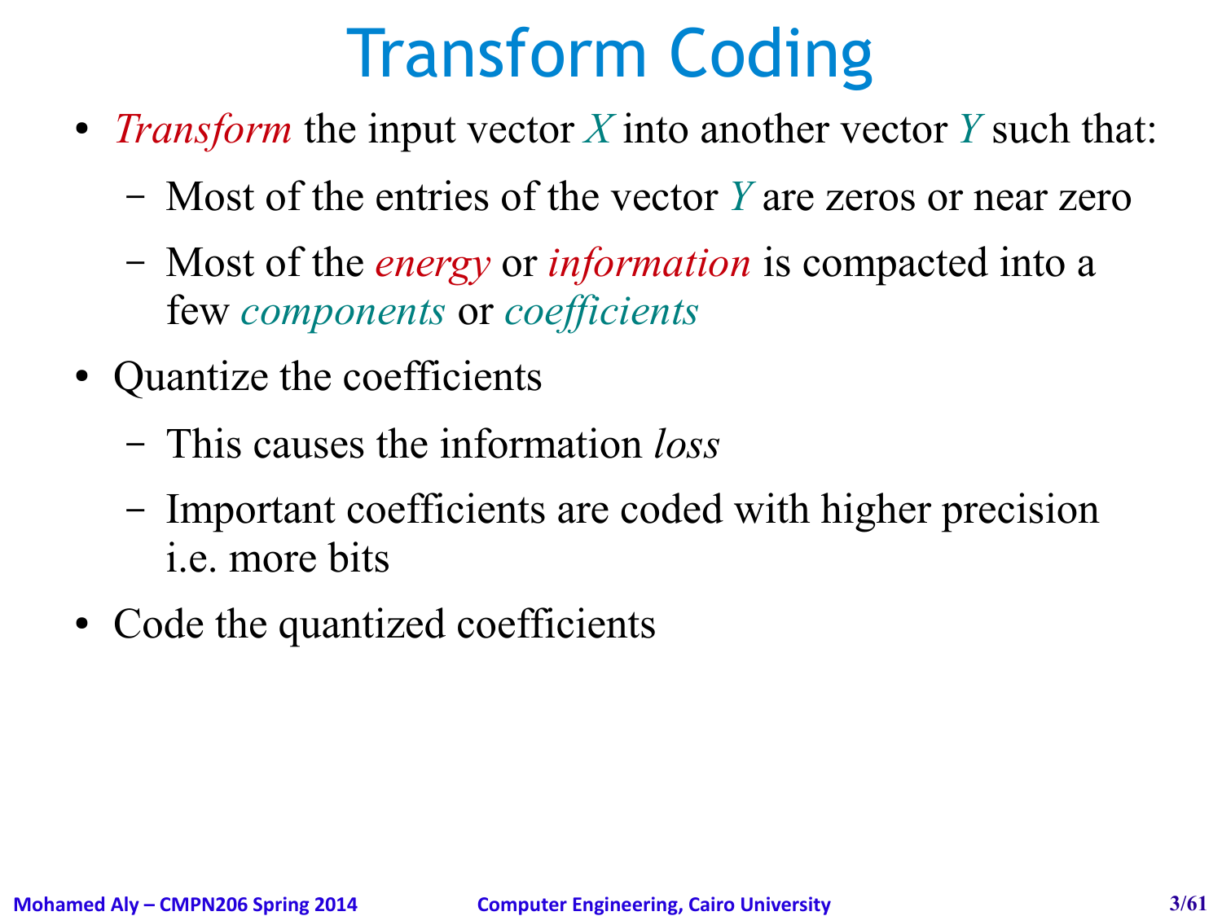# Transform Coding

- *Transform* the input vector $X$ into another vector $Y$ such that:
  - Most of the entries of the vector $Y$ are zeros or near zero
  - Most of the *energy* or *information* is compacted into a few *components* or *coefficients*
- Quantize the coefficients
  - This causes the information *loss*
  - Important coefficients are coded with higher precision i.e. more bits
- Code the quantized coefficients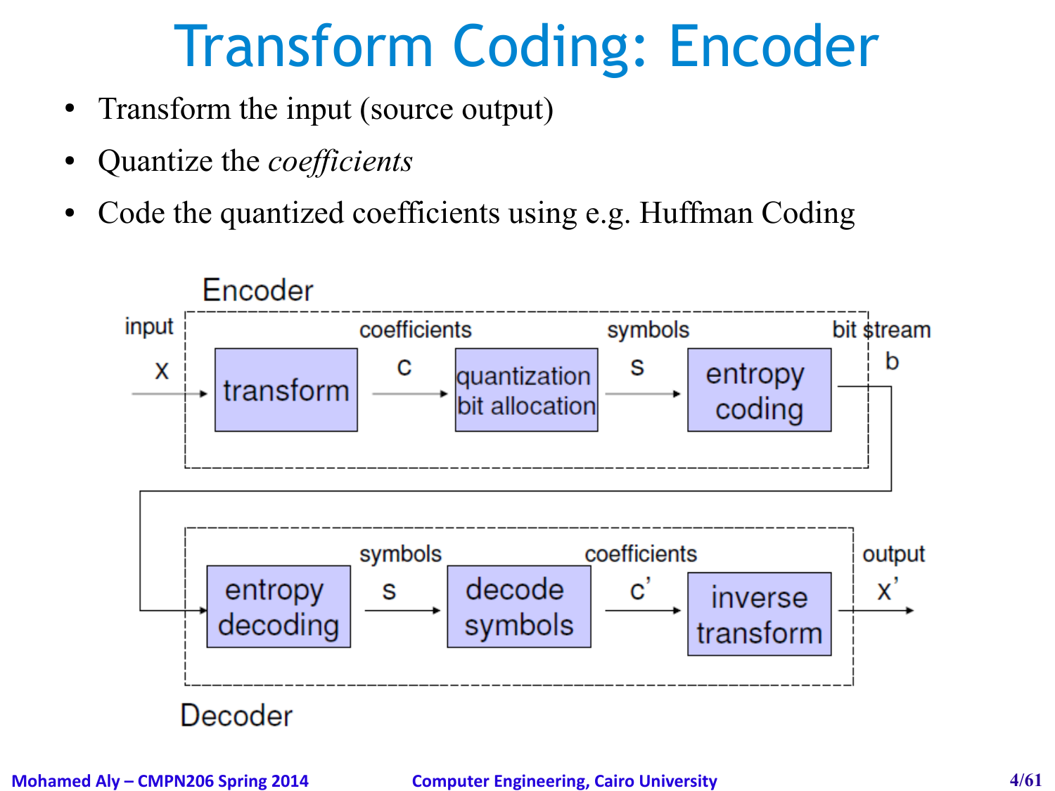# Transform Coding: Encoder

- Transform the input (source output)
- Quantize the *coefficients*
- Code the quantized coefficients using e.g. Huffman Coding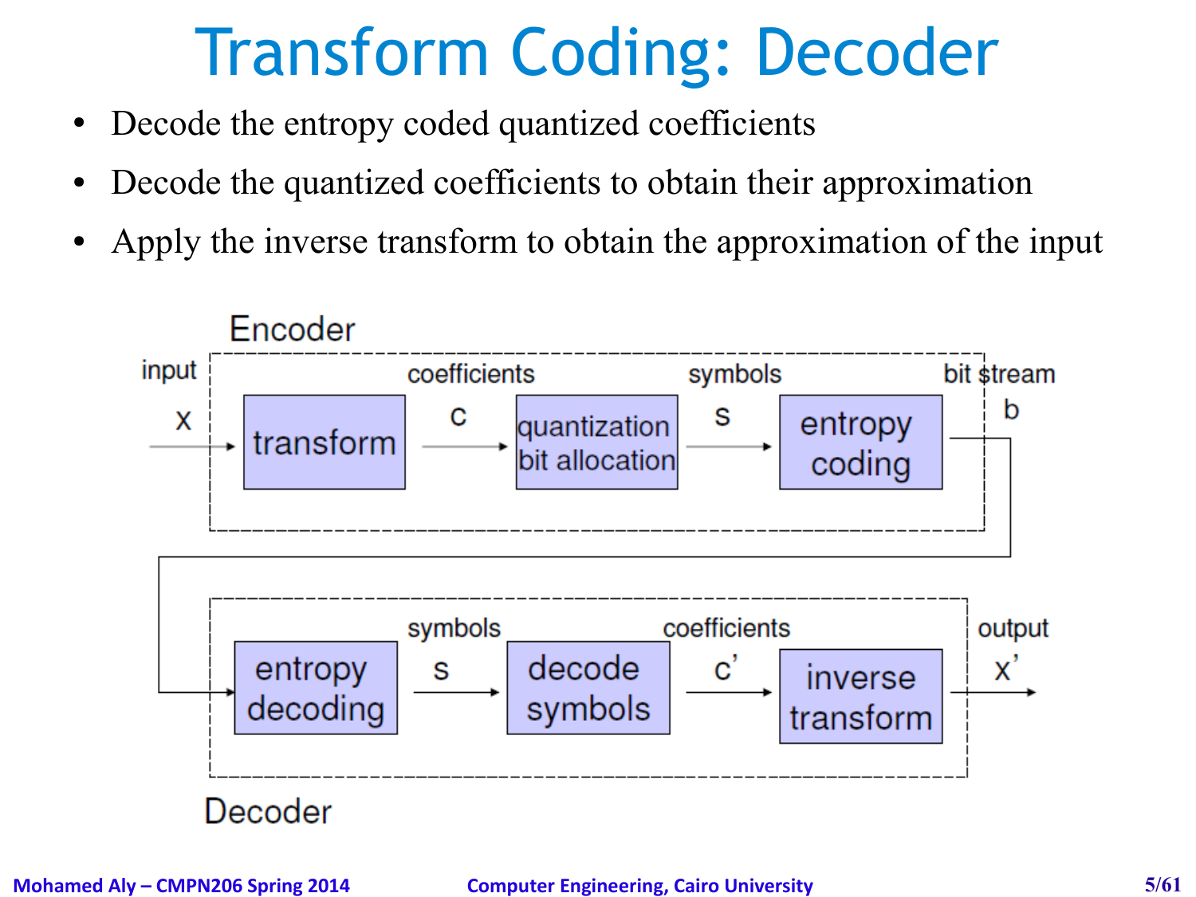# Transform Coding: Decoder

- Decode the entropy coded quantized coefficients
- Decode the quantized coefficients to obtain their approximation
- Apply the inverse transform to obtain the approximation of the input

Encoder

input $x$ → transform → coefficients $c$ → quantization bit allocation → symbols $s$ → entropy coding → bit stream $b$

Decoder

entropy decoding → symbols $s$ → decode symbols → coefficients $c'$ → inverse transform → output $x'$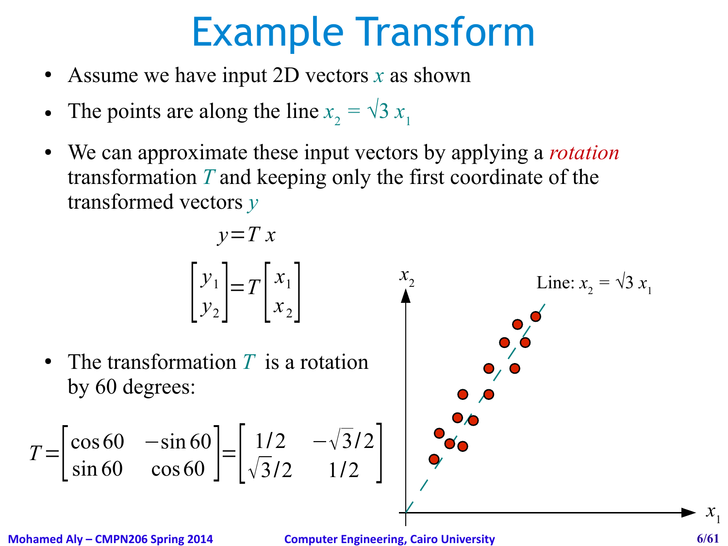# Example Transform

- Assume we have input 2D vectors $x$ as shown
- The points are along the line $x_2 = \sqrt{3}\, x_1$
- We can approximate these input vectors by applying a *rotation* transformation $T$ and keeping only the first coordinate of the transformed vectors $y$

$$y = T\,x$$

$$\begin{bmatrix} y_1 \\ y_2 \end{bmatrix} = T \begin{bmatrix} x_1 \\ x_2 \end{bmatrix}$$

- The transformation $T$ is a rotation by 60 degrees:

$$T = \begin{bmatrix} \cos 60 & -\sin 60 \\ \sin 60 & \cos 60 \end{bmatrix} = \begin{bmatrix} 1/2 & -\sqrt{3}/2 \\ \sqrt{3}/2 & 1/2 \end{bmatrix}$$

Line: $x_2 = \sqrt{3}\, x_1$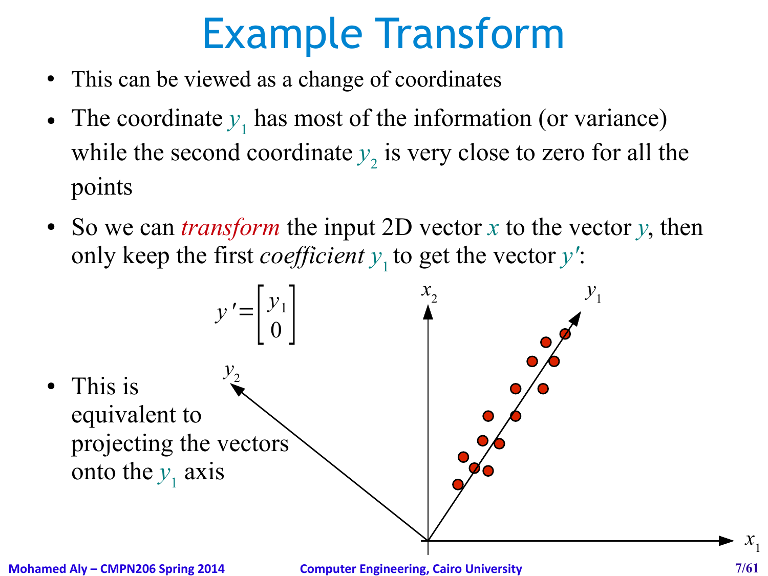# Example Transform

- This can be viewed as a change of coordinates
- The coordinate $y_1$ has most of the information (or variance) while the second coordinate $y_2$ is very close to zero for all the points
- So we can *transform* the input 2D vector $x$ to the vector $y$, then only keep the first *coefficient* $y_1$ to get the vector $y'$:

$$y' = \begin{bmatrix} y_1 \\ 0 \end{bmatrix}$$

- This is equivalent to projecting the vectors onto the $y_1$ axis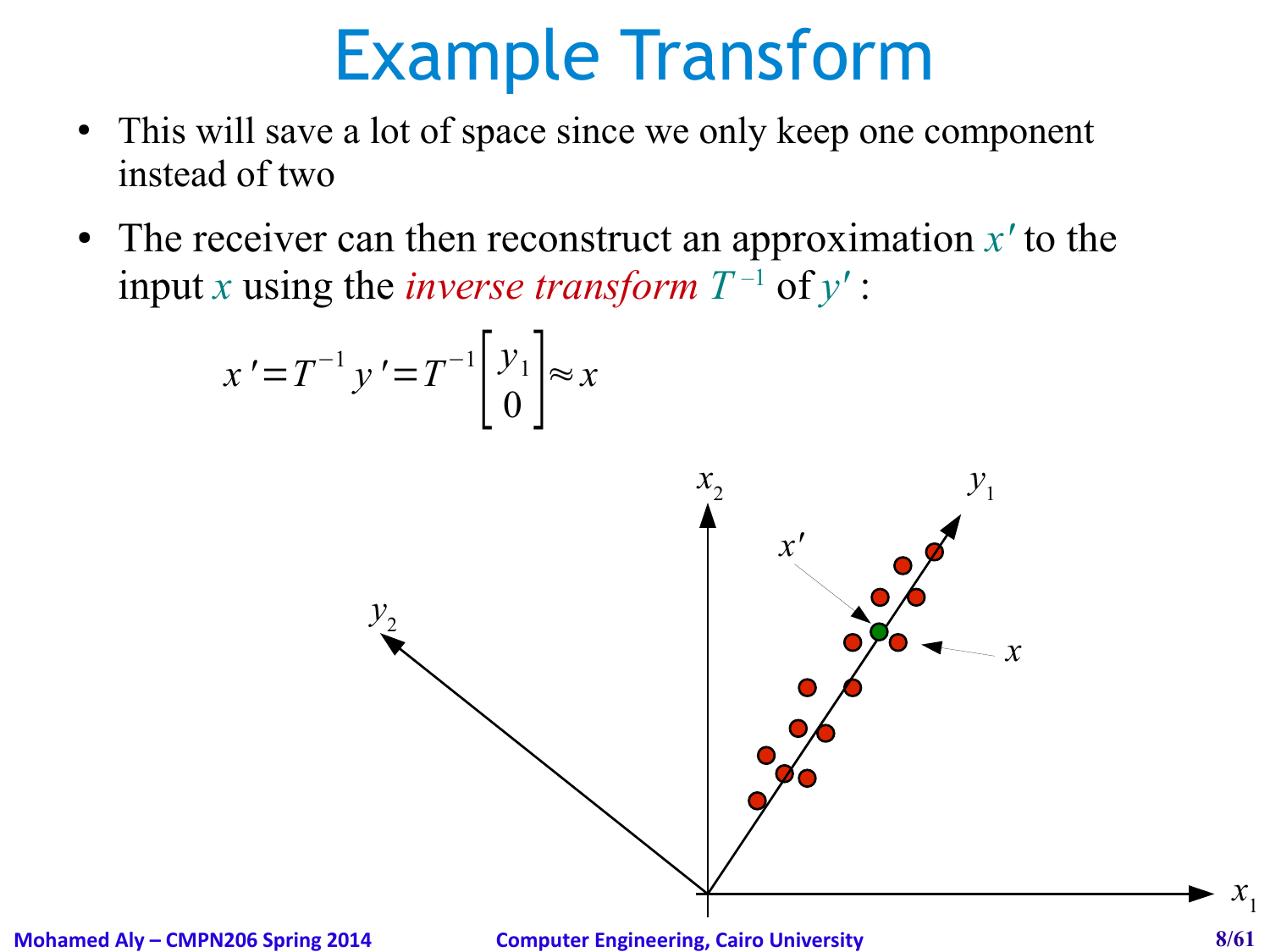# Example Transform

- This will save a lot of space since we only keep one component instead of two
- The receiver can then reconstruct an approximation $x'$ to the input $x$ using the *inverse transform* $T^{-1}$ of $y'$ :

$$x' = T^{-1} y' = T^{-1} \begin{bmatrix} y_1 \\ 0 \end{bmatrix} \approx x$$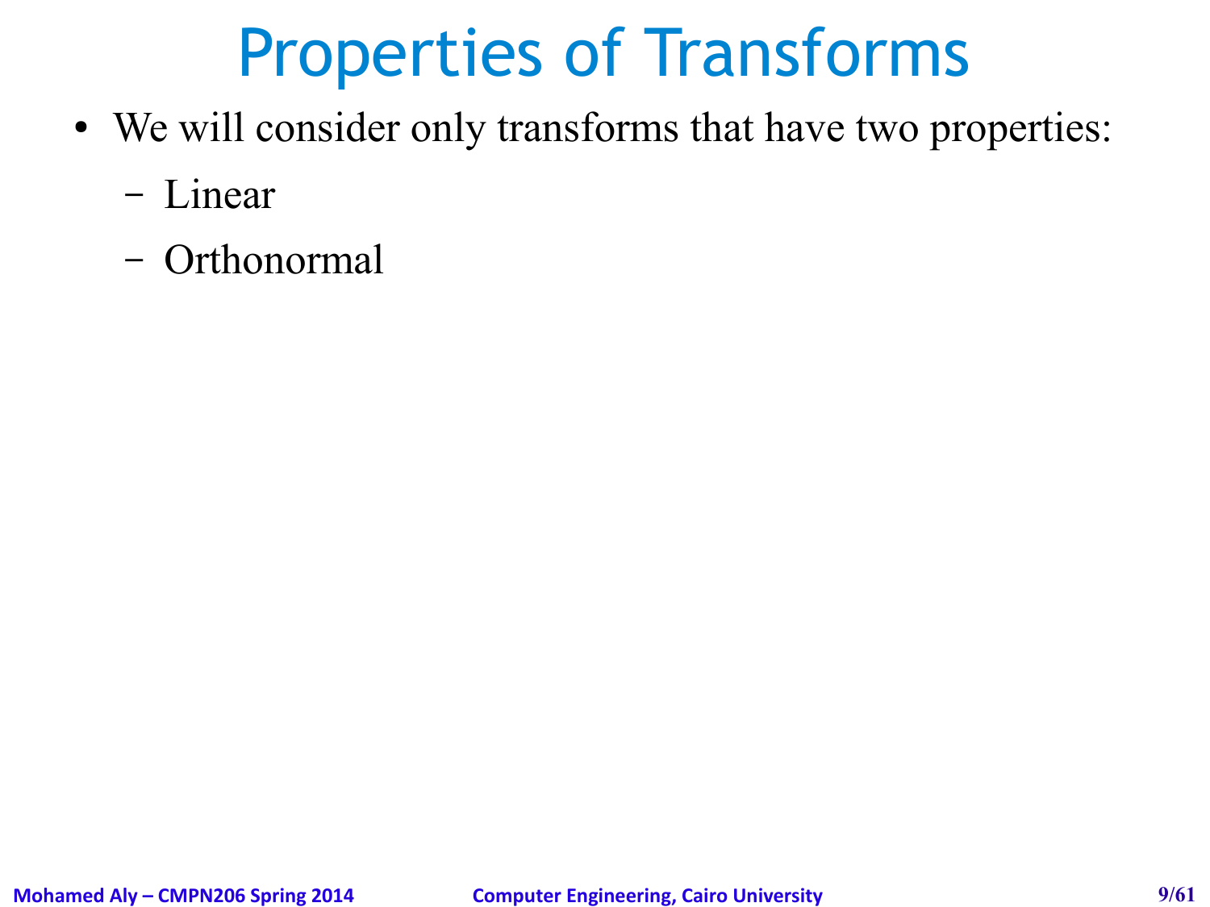# Properties of Transforms

- We will consider only transforms that have two properties:
  - Linear
  - Orthonormal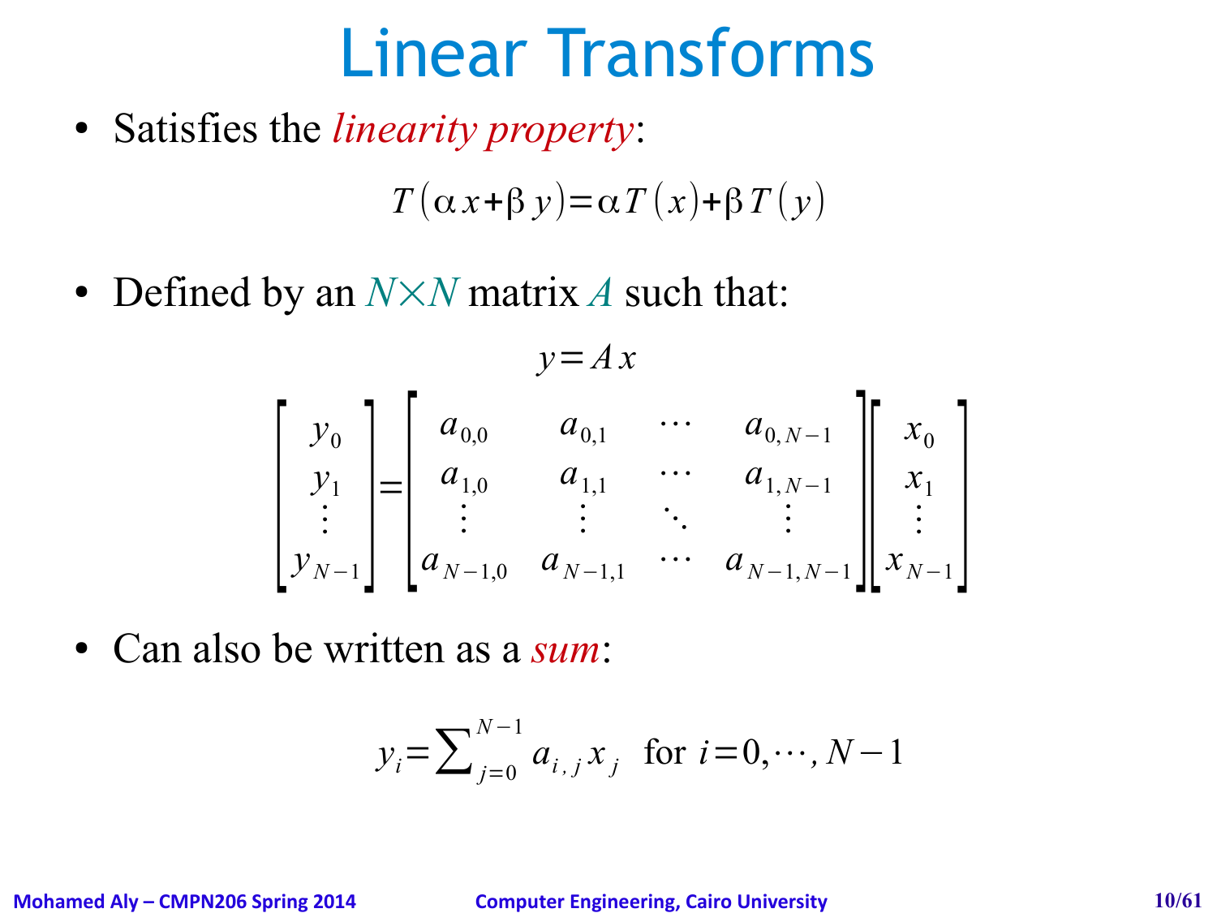# Linear Transforms

- Satisfies the *linearity property*:

$$T(\alpha x + \beta y) = \alpha T(x) + \beta T(y)$$

- Defined by an $N \times N$ matrix $A$ such that:

$$y = A x$$

$$\begin{bmatrix} y_0 \\ y_1 \\ \vdots \\ y_{N-1} \end{bmatrix} = \begin{bmatrix} a_{0,0} & a_{0,1} & \cdots & a_{0,N-1} \\ a_{1,0} & a_{1,1} & \cdots & a_{1,N-1} \\ \vdots & \vdots & \ddots & \vdots \\ a_{N-1,0} & a_{N-1,1} & \cdots & a_{N-1,N-1} \end{bmatrix} \begin{bmatrix} x_0 \\ x_1 \\ \vdots \\ x_{N-1} \end{bmatrix}$$

- Can also be written as a *sum*:

$$y_i = \sum_{j=0}^{N-1} a_{i,j} x_j \quad \text{for } i = 0, \cdots, N-1$$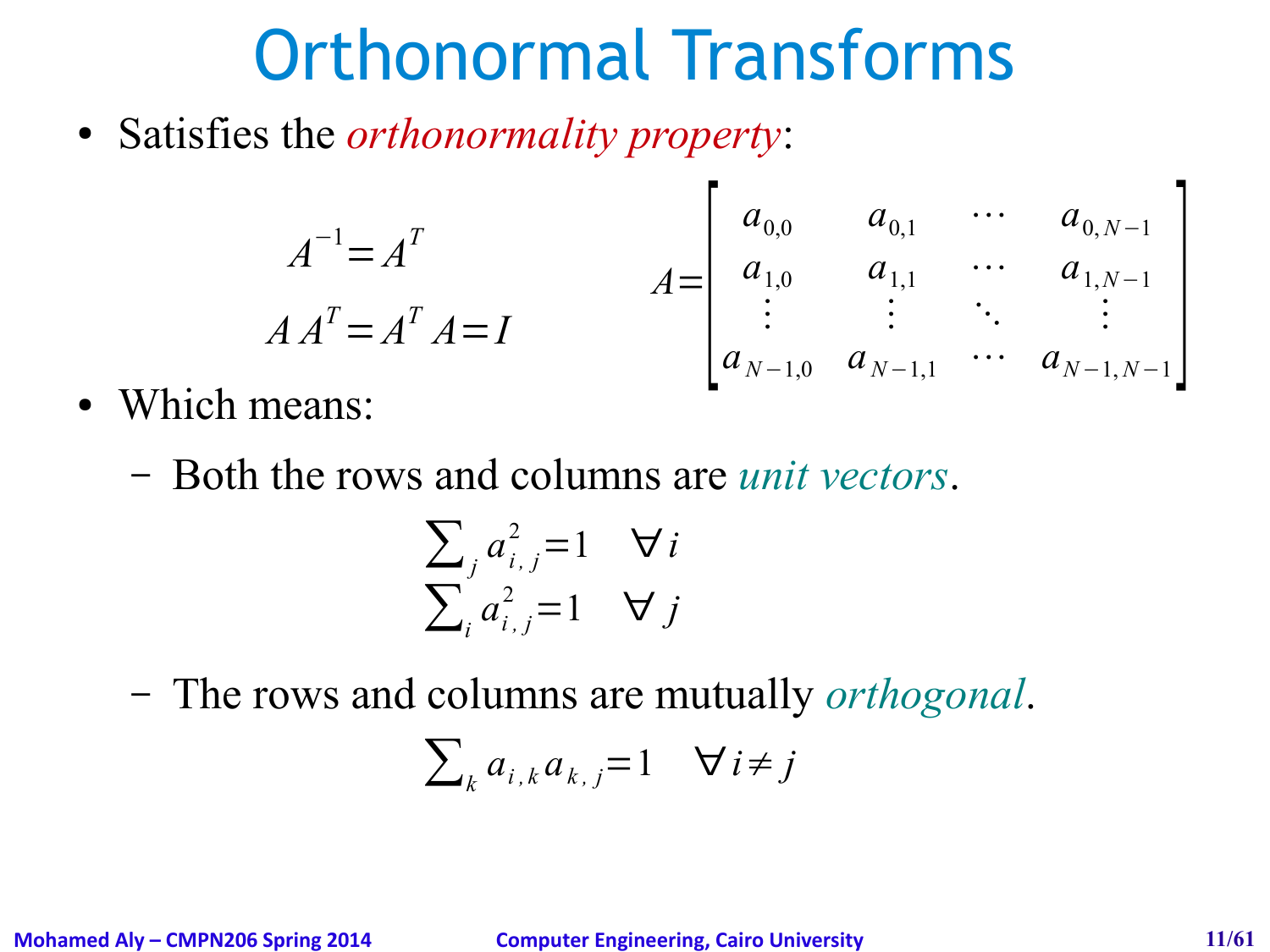# Orthonormal Transforms

- Satisfies the *orthonormality property*:

$$A^{-1} = A^T$$

$$A\,A^T = A^T A = I$$

$$A = \begin{bmatrix} a_{0,0} & a_{0,1} & \cdots & a_{0,N-1} \\ a_{1,0} & a_{1,1} & \cdots & a_{1,N-1} \\ \vdots & \vdots & \ddots & \vdots \\ a_{N-1,0} & a_{N-1,1} & \cdots & a_{N-1,N-1} \end{bmatrix}$$

- Which means:
  - Both the rows and columns are *unit vectors*.

$$\sum_j a_{i,j}^2 = 1 \quad \forall\, i$$
$$\sum_i a_{i,j}^2 = 1 \quad \forall\, j$$

  - The rows and columns are mutually *orthogonal*.

$$\sum_k a_{i,k} a_{k,j} = 1 \quad \forall\, i \neq j$$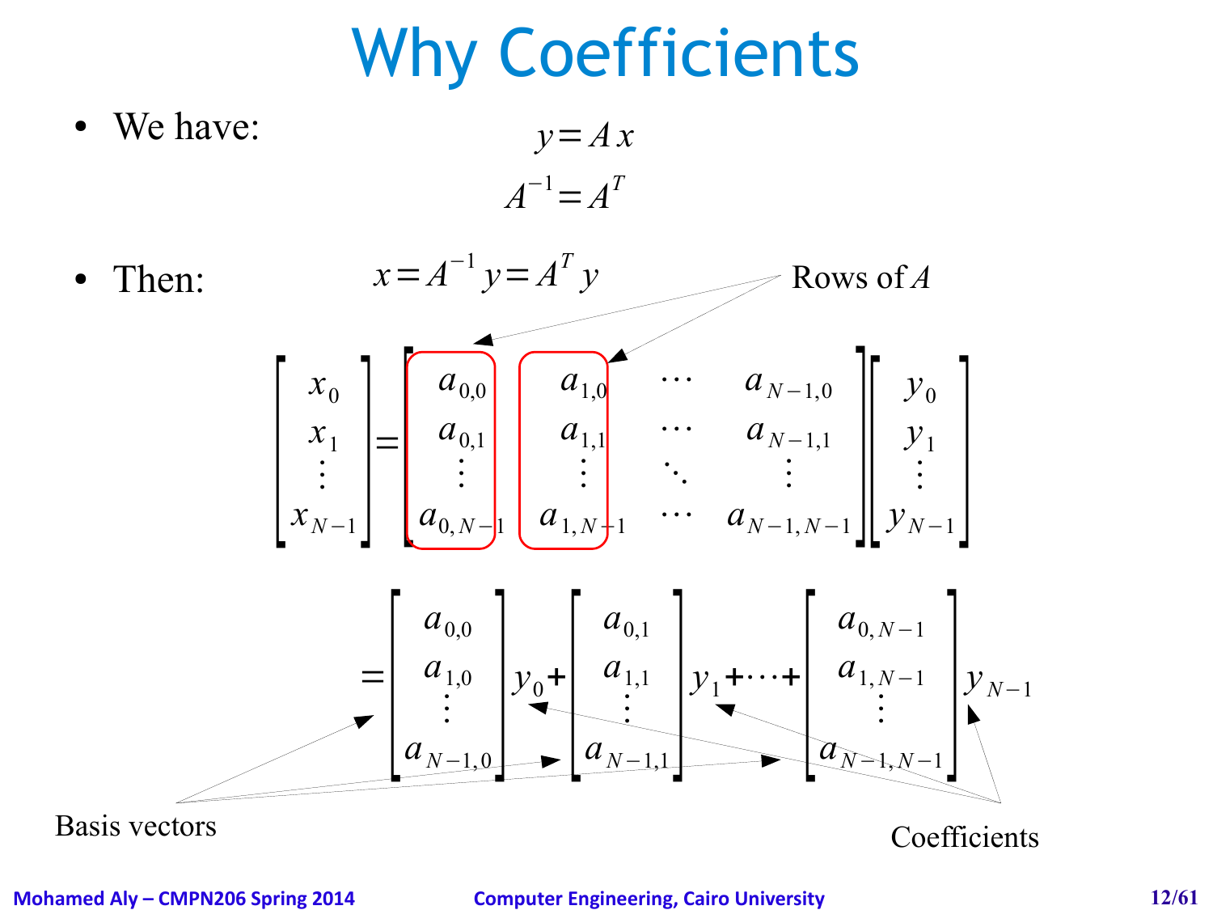# Why Coefficients

- We have:

$$y = A x$$

$$A^{-1} = A^{T}$$

- Then:

$$x = A^{-1} y = A^{T} y$$

Rows of $A$

$$\begin{bmatrix} x_0 \\ x_1 \\ \vdots \\ x_{N-1} \end{bmatrix} = \begin{bmatrix} a_{0,0} & a_{1,0} & \cdots & a_{N-1,0} \\ a_{0,1} & a_{1,1} & \cdots & a_{N-1,1} \\ \vdots & \vdots & \ddots & \vdots \\ a_{0,N-1} & a_{1,N-1} & \cdots & a_{N-1,N-1} \end{bmatrix} \begin{bmatrix} y_0 \\ y_1 \\ \vdots \\ y_{N-1} \end{bmatrix}$$

$$= \begin{bmatrix} a_{0,0} \\ a_{1,0} \\ \vdots \\ a_{N-1,0} \end{bmatrix} y_0 + \begin{bmatrix} a_{0,1} \\ a_{1,1} \\ \vdots \\ a_{N-1,1} \end{bmatrix} y_1 + \cdots + \begin{bmatrix} a_{0,N-1} \\ a_{1,N-1} \\ \vdots \\ a_{N-1,N-1} \end{bmatrix} y_{N-1}$$

Basis vectors

Coefficients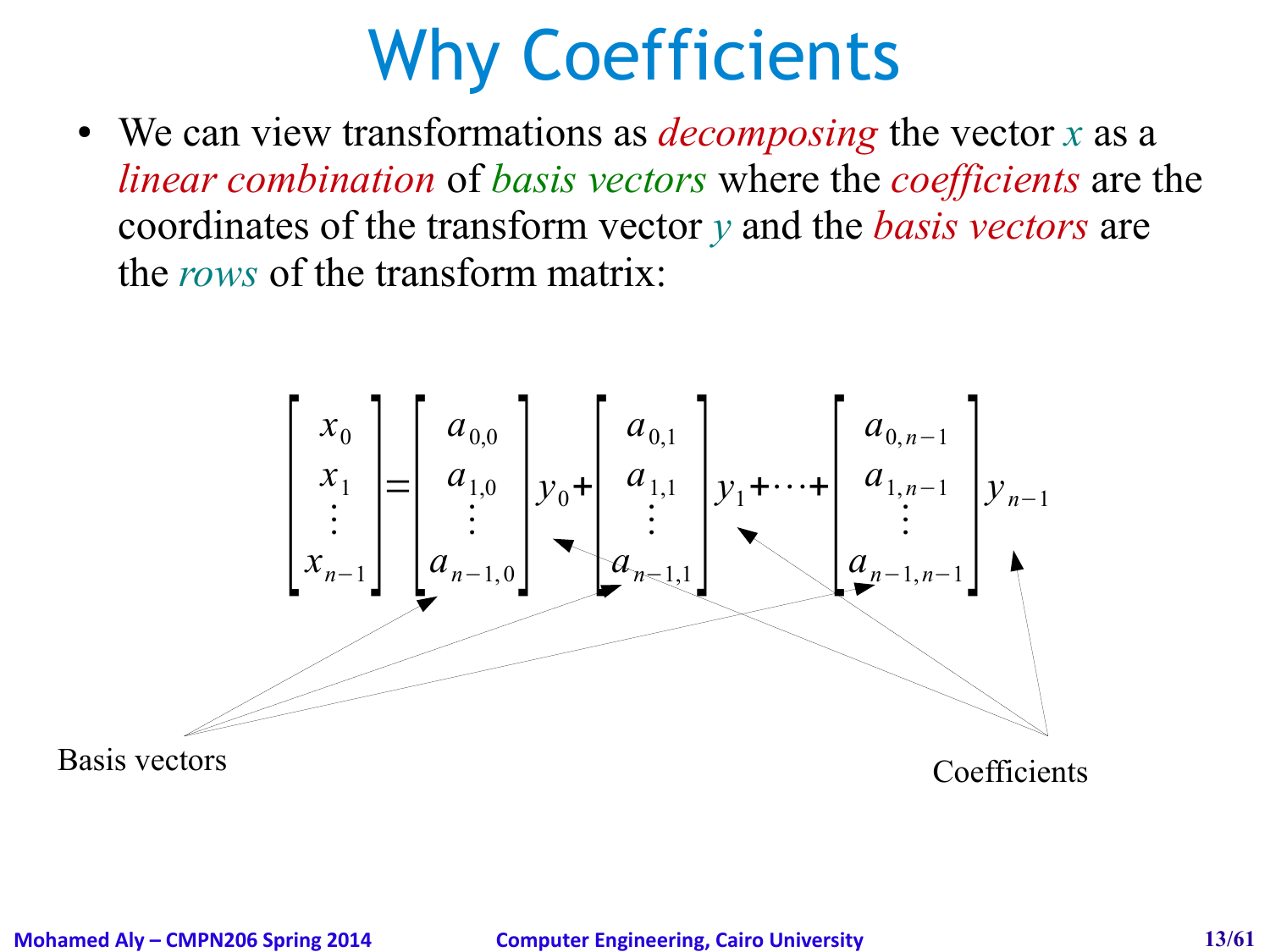# Why Coefficients

- We can view transformations as *decomposing* the vector $x$ as a *linear combination* of *basis vectors* where the *coefficients* are the coordinates of the transform vector $y$ and the *basis vectors* are the *rows* of the transform matrix:

$$
\begin{bmatrix} x_0 \\ x_1 \\ \vdots \\ x_{n-1} \end{bmatrix} = \begin{bmatrix} a_{0,0} \\ a_{1,0} \\ \vdots \\ a_{n-1,0} \end{bmatrix} y_0 + \begin{bmatrix} a_{0,1} \\ a_{1,1} \\ \vdots \\ a_{n-1,1} \end{bmatrix} y_1 + \cdots + \begin{bmatrix} a_{0,n-1} \\ a_{1,n-1} \\ \vdots \\ a_{n-1,n-1} \end{bmatrix} y_{n-1}
$$

Basis vectors

Coefficients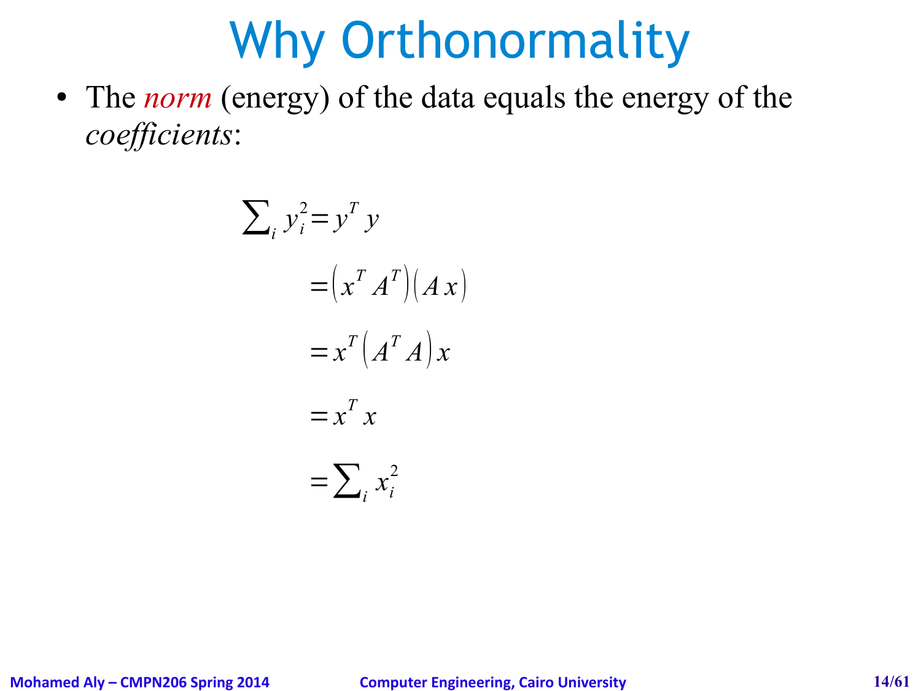# Why Orthonormality

- The *norm* (energy) of the data equals the energy of the *coefficients*:

$$
\begin{aligned}
\sum_i y_i^2 &= y^T y \\
&= \left(x^T A^T\right)\left(A x\right) \\
&= x^T \left(A^T A\right) x \\
&= x^T x \\
&= \sum_i x_i^2
\end{aligned}
$$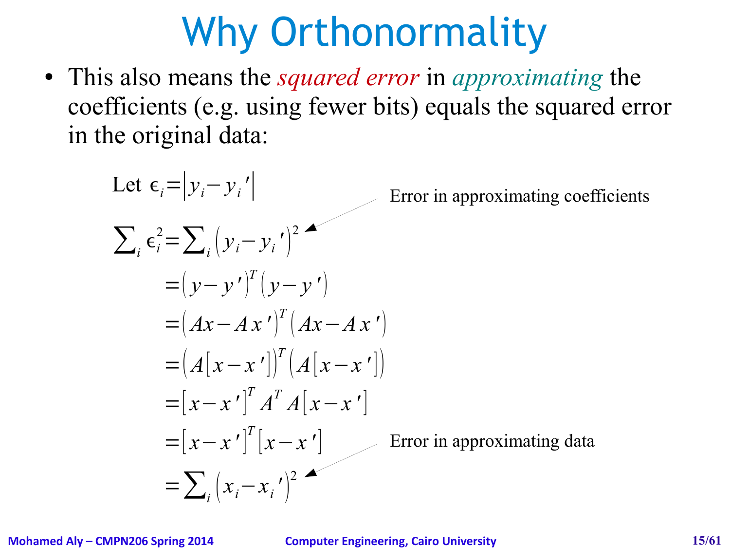# Why Orthonormality

- This also means the *squared error* in *approximating* the coefficients (e.g. using fewer bits) equals the squared error in the original data:

Let $\epsilon_i = |y_i - y_i'|$

$$
\begin{aligned}
\sum_i \epsilon_i^2 &= \sum_i (y_i - y_i')^2 \\
&= (y - y')^T (y - y') \\
&= (Ax - Ax')^T (Ax - Ax') \\
&= (A[x - x'])^T (A[x - x']) \\
&= [x - x']^T A^T A [x - x'] \\
&= [x - x']^T [x - x'] \\
&= \sum_i (x_i - x_i')^2
\end{aligned}
$$

Error in approximating coefficients (pointing to $\sum_i (y_i - y_i')^2$)

Error in approximating data (pointing to $\sum_i (x_i - x_i')^2$)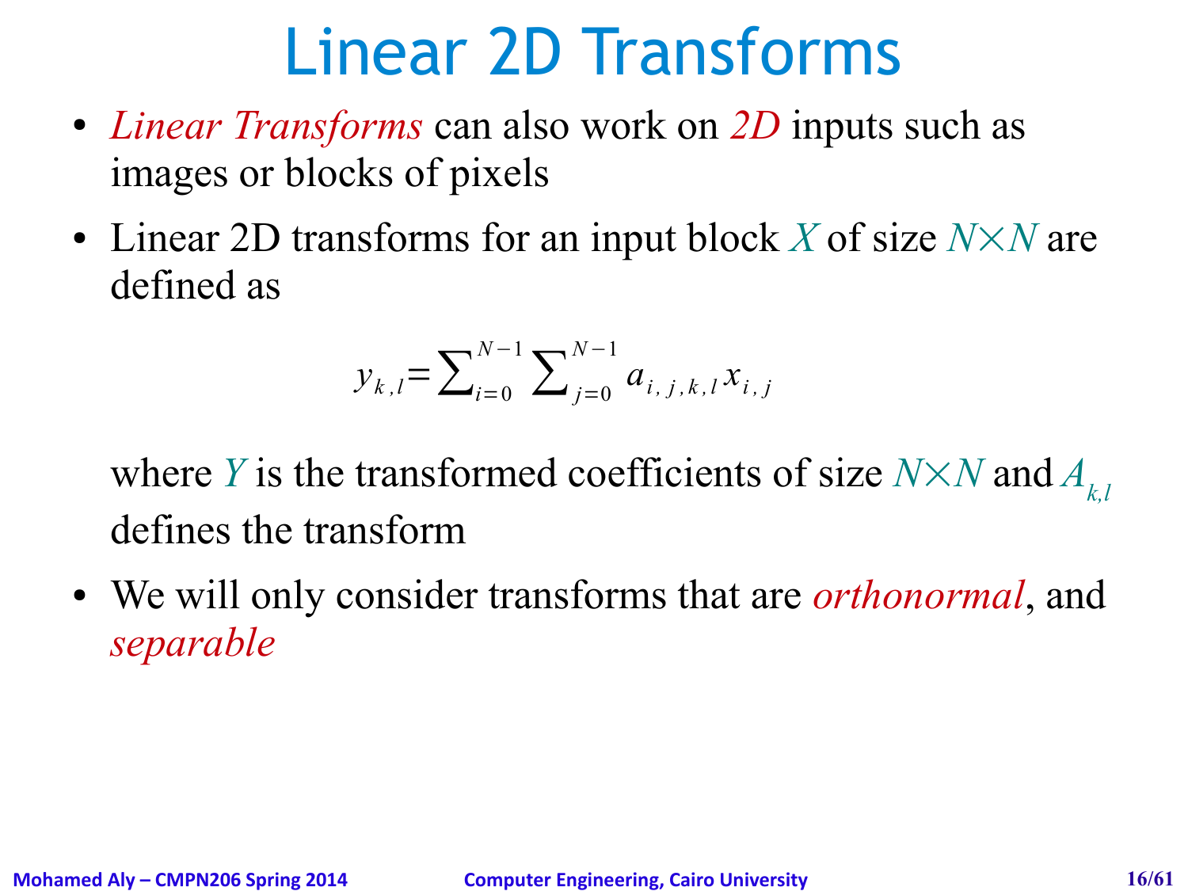# Linear 2D Transforms

- *Linear Transforms* can also work on *2D* inputs such as images or blocks of pixels
- Linear 2D transforms for an input block $X$ of size $N \times N$ are defined as

$$y_{k,l} = \sum_{i=0}^{N-1} \sum_{j=0}^{N-1} a_{i,j,k,l} x_{i,j}$$

  where $Y$ is the transformed coefficients of size $N \times N$ and $A_{k,l}$ defines the transform

- We will only consider transforms that are *orthonormal*, and *separable*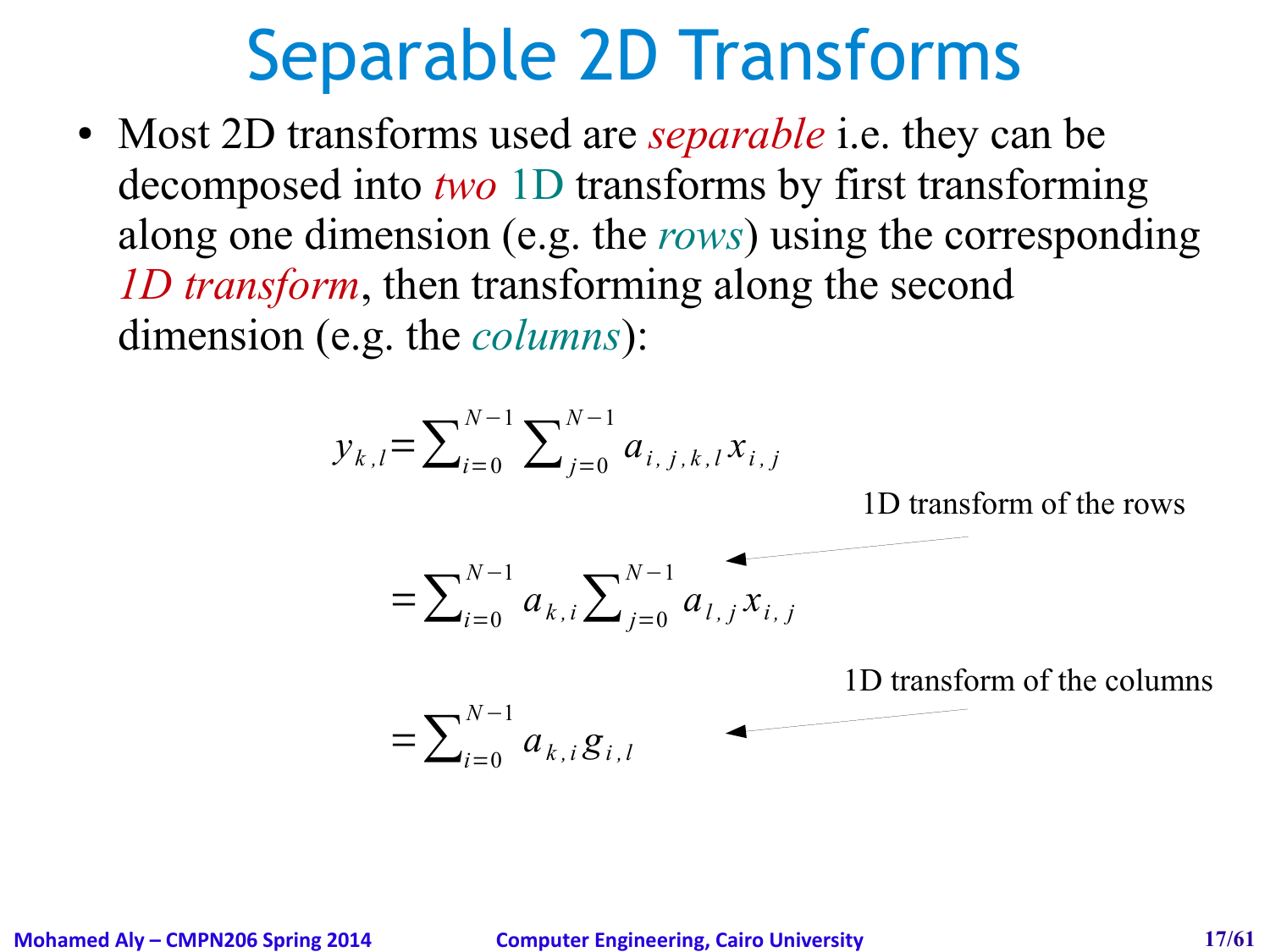# Separable 2D Transforms

- Most 2D transforms used are *separable* i.e. they can be decomposed into *two* 1D transforms by first transforming along one dimension (e.g. the *rows*) using the corresponding *1D transform*, then transforming along the second dimension (e.g. the *columns*):

$$y_{k,l} = \sum_{i=0}^{N-1} \sum_{j=0}^{N-1} a_{i,j,k,l} x_{i,j}$$

1D transform of the rows

$$= \sum_{i=0}^{N-1} a_{k,i} \sum_{j=0}^{N-1} a_{l,j} x_{i,j}$$

1D transform of the columns

$$= \sum_{i=0}^{N-1} a_{k,i} g_{i,l}$$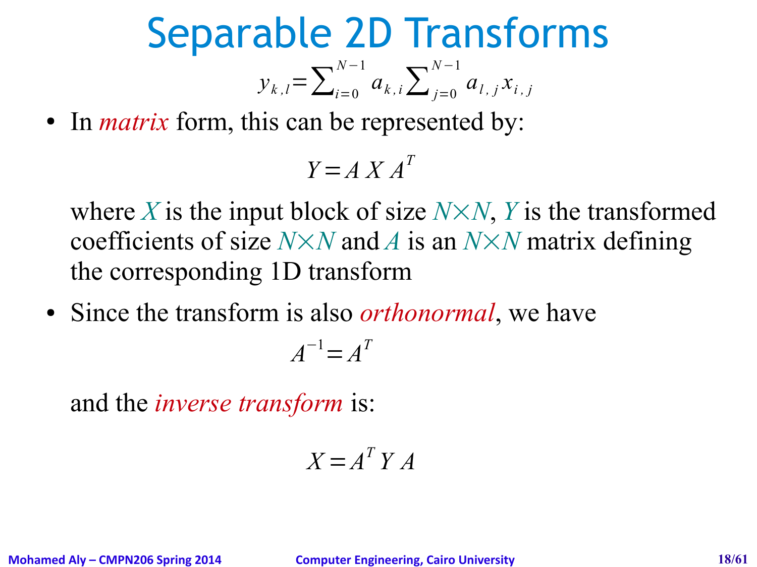# Separable 2D Transforms

$$y_{k,l} = \sum_{i=0}^{N-1} a_{k,i} \sum_{j=0}^{N-1} a_{l,j} x_{i,j}$$

- In *matrix* form, this can be represented by:

$$Y = A\,X\,A^T$$

  where $X$ is the input block of size $N \times N$, $Y$ is the transformed coefficients of size $N \times N$ and $A$ is an $N \times N$ matrix defining the corresponding 1D transform

- Since the transform is also *orthonormal*, we have

$$A^{-1} = A^T$$

  and the *inverse transform* is:

$$X = A^T\,Y\,A$$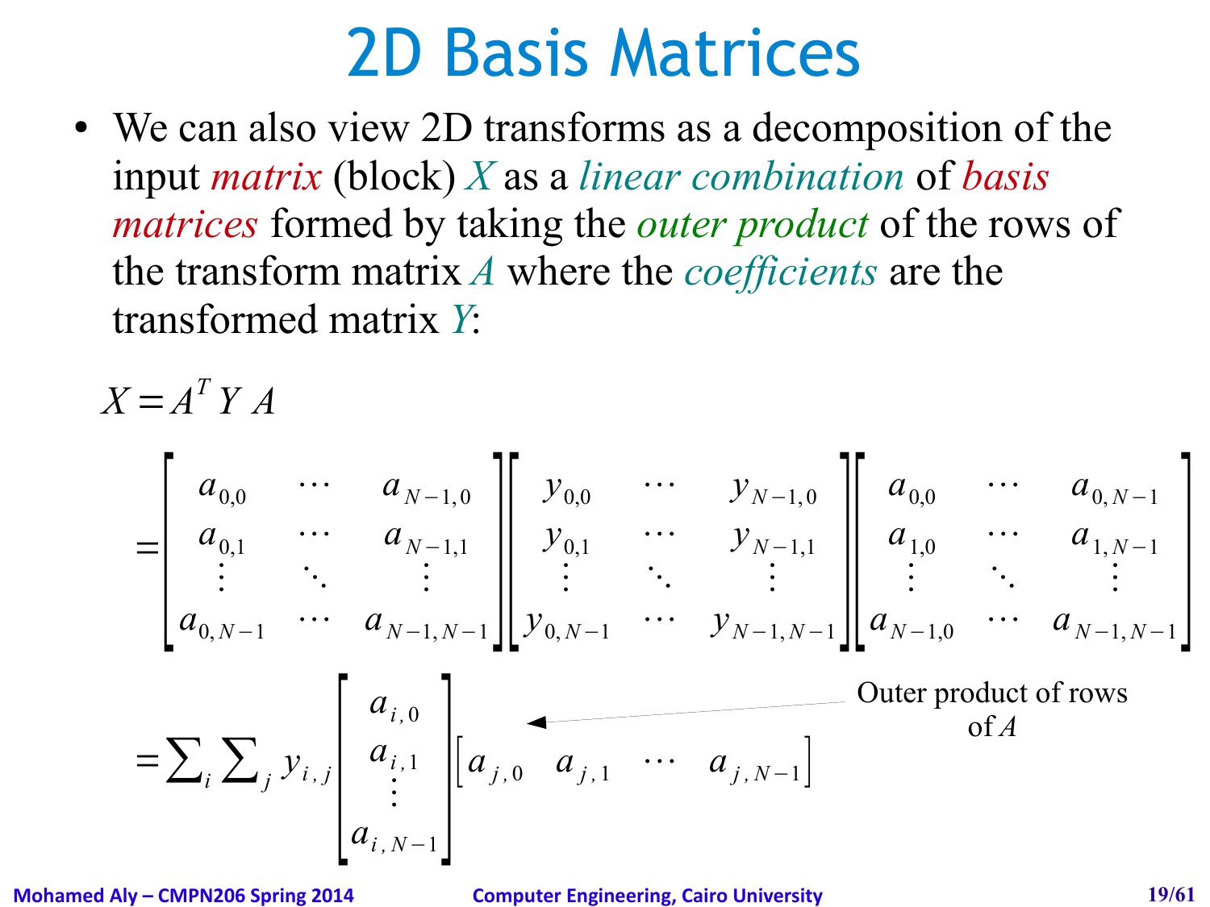# 2D Basis Matrices

- We can also view 2D transforms as a decomposition of the input *matrix* (block) $X$ as a *linear combination* of *basis matrices* formed by taking the *outer product* of the rows of the transform matrix $A$ where the *coefficients* are the transformed matrix $Y$:

$$X = A^T Y A$$

$$= \begin{bmatrix} a_{0,0} & \cdots & a_{N-1,0} \\ a_{0,1} & \cdots & a_{N-1,1} \\ \vdots & \ddots & \vdots \\ a_{0,N-1} & \cdots & a_{N-1,N-1} \end{bmatrix} \begin{bmatrix} y_{0,0} & \cdots & y_{N-1,0} \\ y_{0,1} & \cdots & y_{N-1,1} \\ \vdots & \ddots & \vdots \\ y_{0,N-1} & \cdots & y_{N-1,N-1} \end{bmatrix} \begin{bmatrix} a_{0,0} & \cdots & a_{0,N-1} \\ a_{1,0} & \cdots & a_{1,N-1} \\ \vdots & \ddots & \vdots \\ a_{N-1,0} & \cdots & a_{N-1,N-1} \end{bmatrix}$$

$$= \sum_i \sum_j y_{i,j} \begin{bmatrix} a_{i,0} \\ a_{i,1} \\ \vdots \\ a_{i,N-1} \end{bmatrix} \begin{bmatrix} a_{j,0} & a_{j,1} & \cdots & a_{j,N-1} \end{bmatrix}$$

Outer product of rows of $A$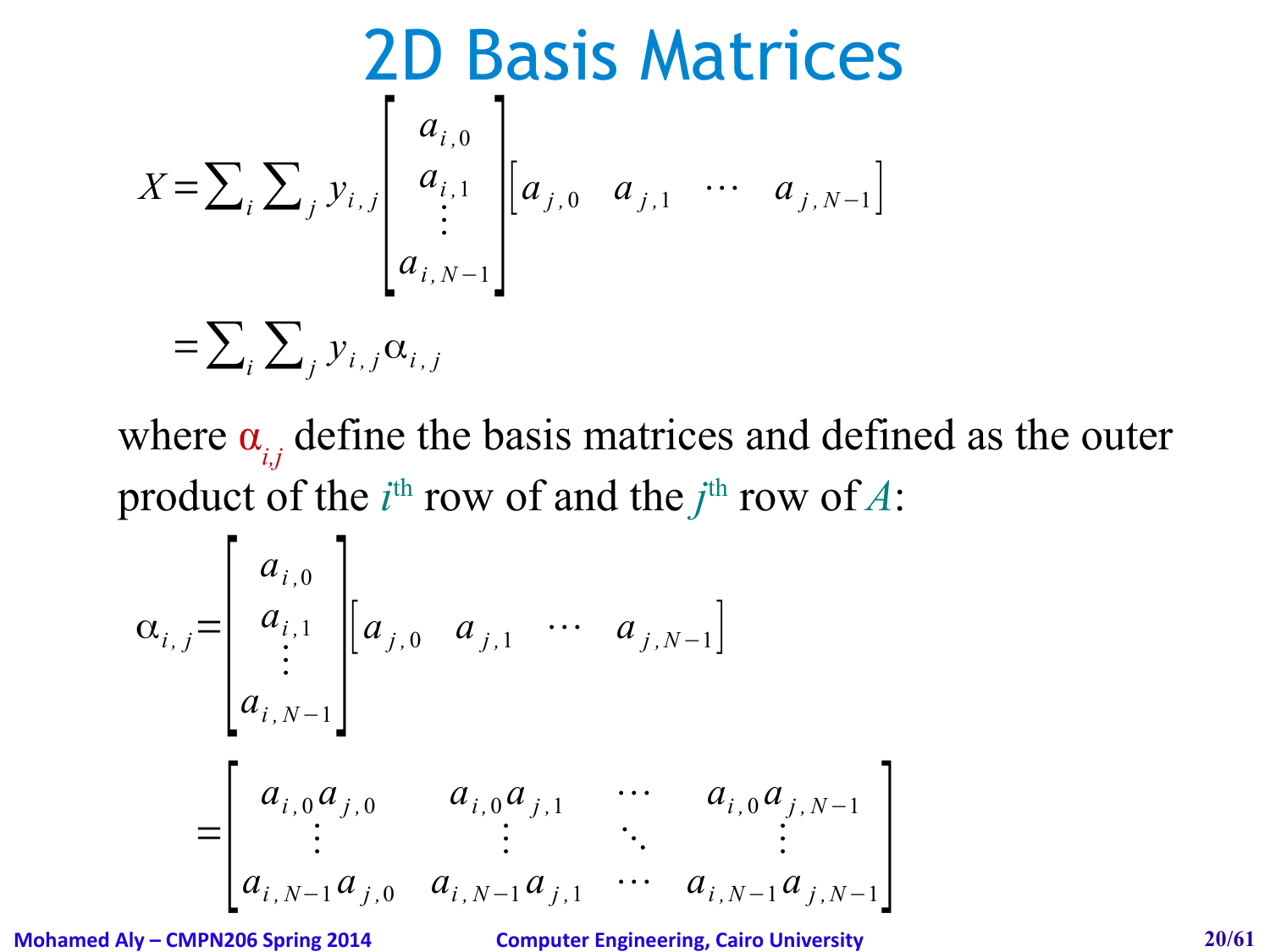# 2D Basis Matrices

$$X = \sum_i \sum_j y_{i,j} \begin{bmatrix} a_{i,0} \\ a_{i,1} \\ \vdots \\ a_{i,N-1} \end{bmatrix} \begin{bmatrix} a_{j,0} & a_{j,1} & \cdots & a_{j,N-1} \end{bmatrix}$$

$$= \sum_i \sum_j y_{i,j} \alpha_{i,j}$$

where $\alpha_{i,j}$ define the basis matrices and defined as the outer product of the $i^{\text{th}}$ row of and the $j^{\text{th}}$ row of $A$:

$$\alpha_{i,j} = \begin{bmatrix} a_{i,0} \\ a_{i,1} \\ \vdots \\ a_{i,N-1} \end{bmatrix} \begin{bmatrix} a_{j,0} & a_{j,1} & \cdots & a_{j,N-1} \end{bmatrix}$$

$$= \begin{bmatrix} a_{i,0} a_{j,0} & a_{i,0} a_{j,1} & \cdots & a_{i,0} a_{j,N-1} \\ \vdots & \vdots & \ddots & \vdots \\ a_{i,N-1} a_{j,0} & a_{i,N-1} a_{j,1} & \cdots & a_{i,N-1} a_{j,N-1} \end{bmatrix}$$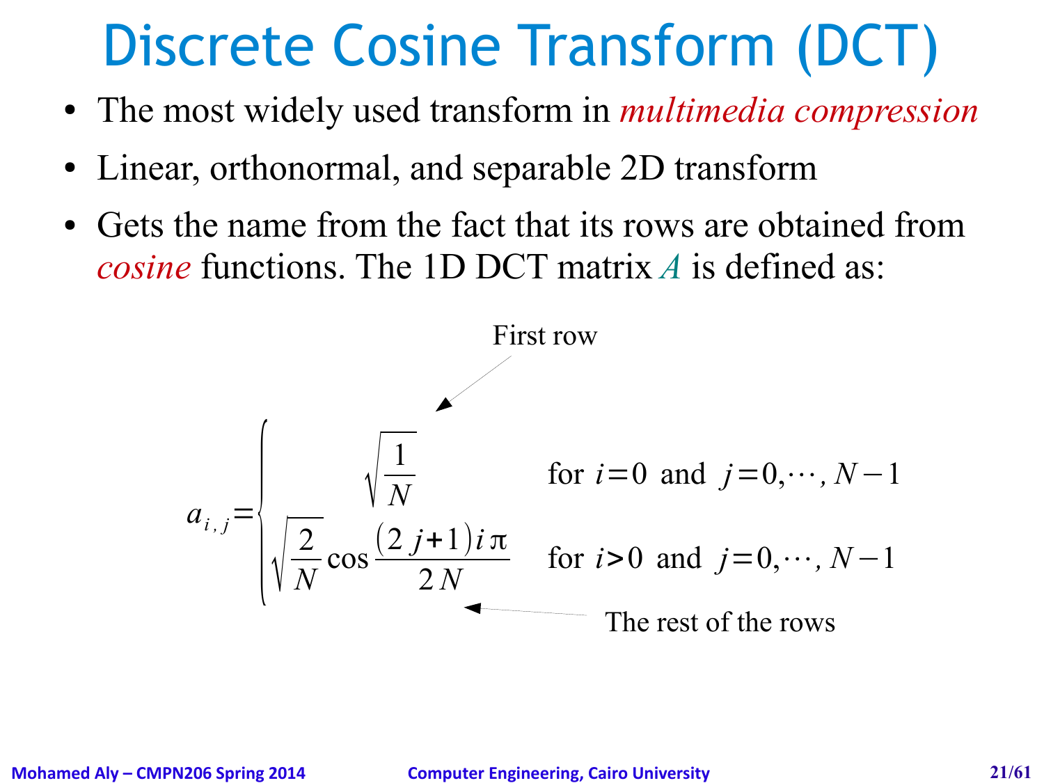# Discrete Cosine Transform (DCT)

- The most widely used transform in *multimedia compression*
- Linear, orthonormal, and separable 2D transform
- Gets the name from the fact that its rows are obtained from *cosine* functions. The 1D DCT matrix $A$ is defined as:

First row

$$a_{i,j} = \begin{cases} \sqrt{\frac{1}{N}} & \text{for } i=0 \text{ and } j=0,\cdots,N-1 \\ \sqrt{\frac{2}{N}} \cos \frac{(2j+1) i \pi}{2N} & \text{for } i>0 \text{ and } j=0,\cdots,N-1 \end{cases}$$

The rest of the rows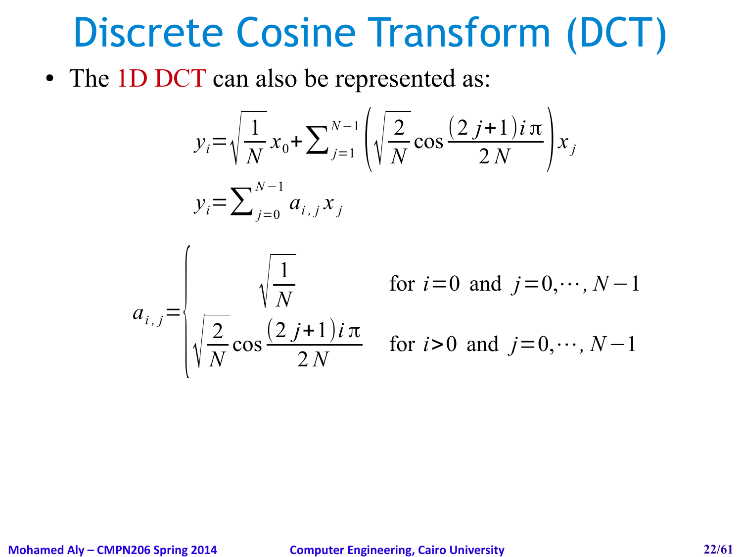# Discrete Cosine Transform (DCT)

- The 1D DCT can also be represented as:

$$y_i = \sqrt{\frac{1}{N}}\, x_0 + \sum_{j=1}^{N-1} \left( \sqrt{\frac{2}{N}} \cos \frac{(2j+1) i \pi}{2N} \right) x_j$$

$$y_i = \sum_{j=0}^{N-1} a_{i,j}\, x_j$$

$$a_{i,j} = \begin{cases} \sqrt{\dfrac{1}{N}} & \text{for } i=0 \text{ and } j=0,\cdots,N-1 \\ \sqrt{\dfrac{2}{N}} \cos \dfrac{(2j+1) i \pi}{2N} & \text{for } i>0 \text{ and } j=0,\cdots,N-1 \end{cases}$$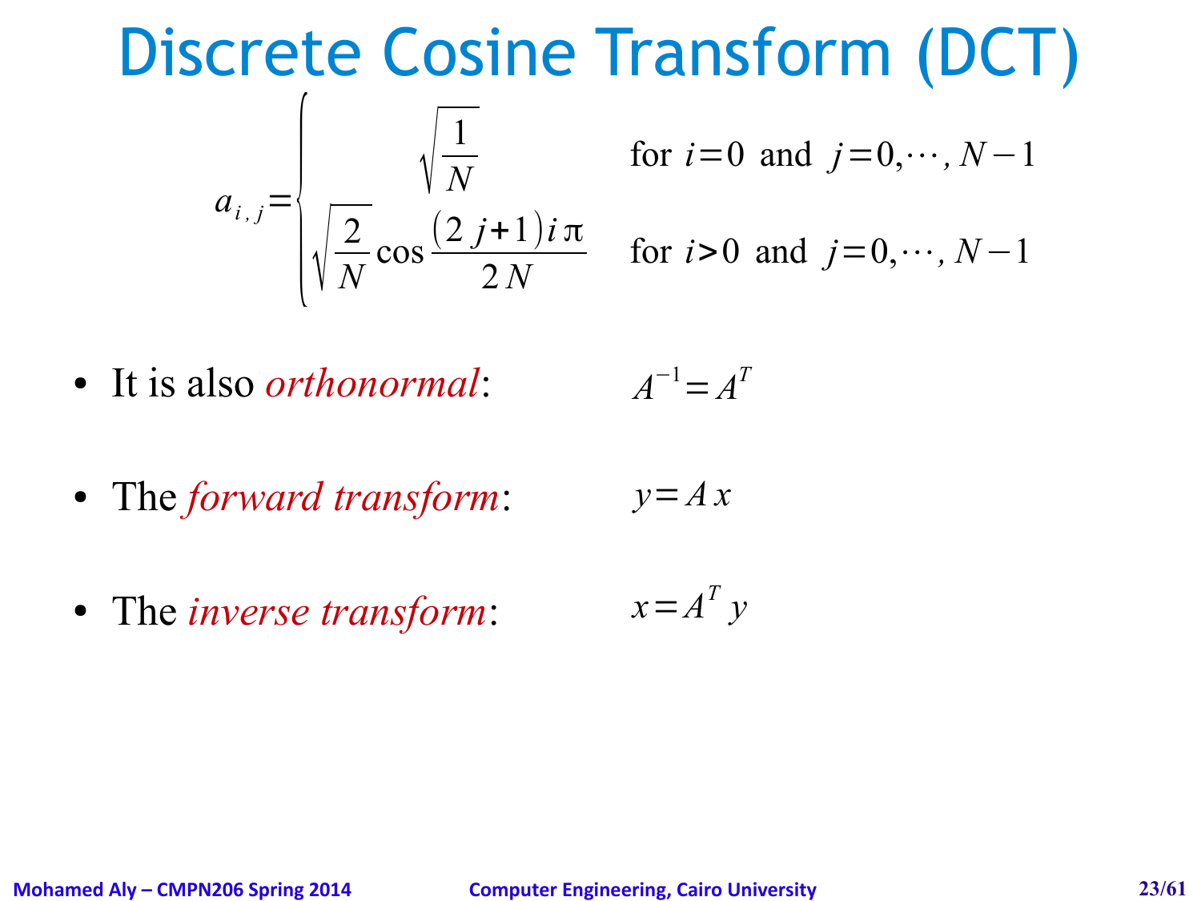# Discrete Cosine Transform (DCT)

$$a_{i,j} = \begin{cases} \sqrt{\dfrac{1}{N}} & \text{for } i=0 \text{ and } j=0,\cdots,N-1 \\ \sqrt{\dfrac{2}{N}} \cos \dfrac{(2j+1) i \pi}{2N} & \text{for } i>0 \text{ and } j=0,\cdots,N-1 \end{cases}$$

- It is also *orthonormal*: $A^{-1} = A^T$
- The *forward transform*: $y = Ax$
- The *inverse transform*: $x = A^T y$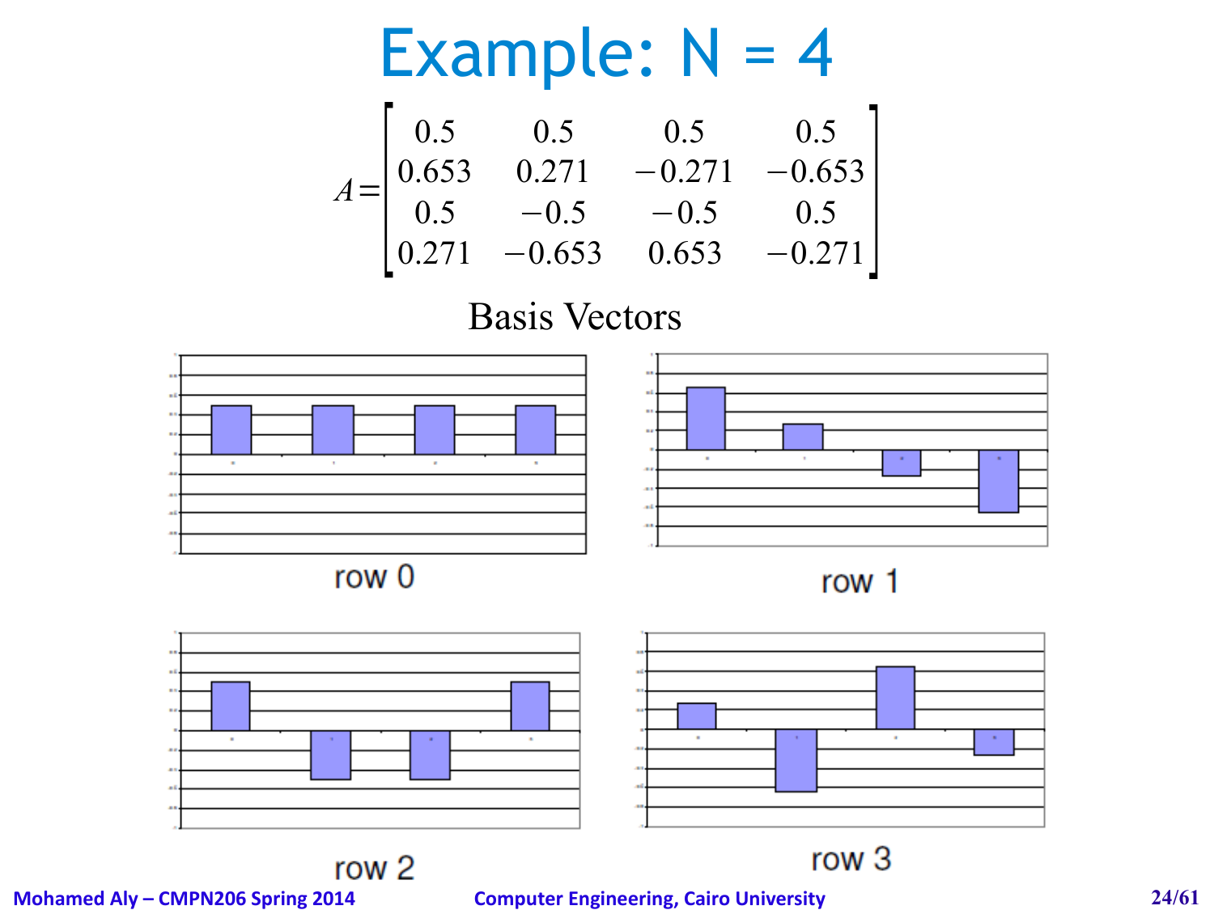# Example: N = 4

$$A = \begin{bmatrix} 0.5 & 0.5 & 0.5 & 0.5 \\ 0.653 & 0.271 & -0.271 & -0.653 \\ 0.5 & -0.5 & -0.5 & 0.5 \\ 0.271 & -0.653 & 0.653 & -0.271 \end{bmatrix}$$

Basis Vectors

row 0

row 1

row 2

row 3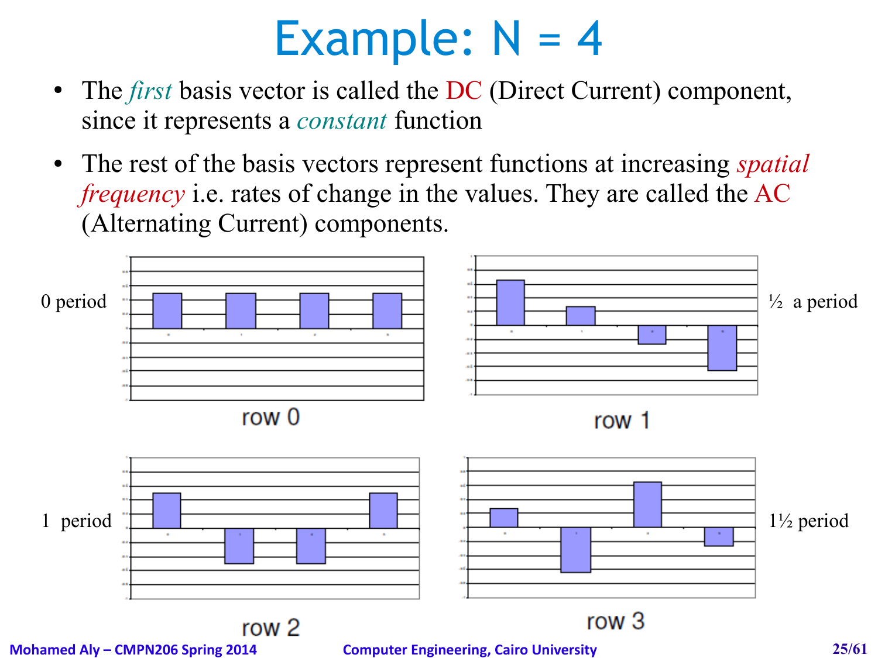# Example: N = 4

- The *first* basis vector is called the DC (Direct Current) component, since it represents a *constant* function
- The rest of the basis vectors represent functions at increasing *spatial frequency* i.e. rates of change in the values. They are called the AC (Alternating Current) components.

0 period

row 0

½ a period

row 1

1 period

row 2

1½ period

row 3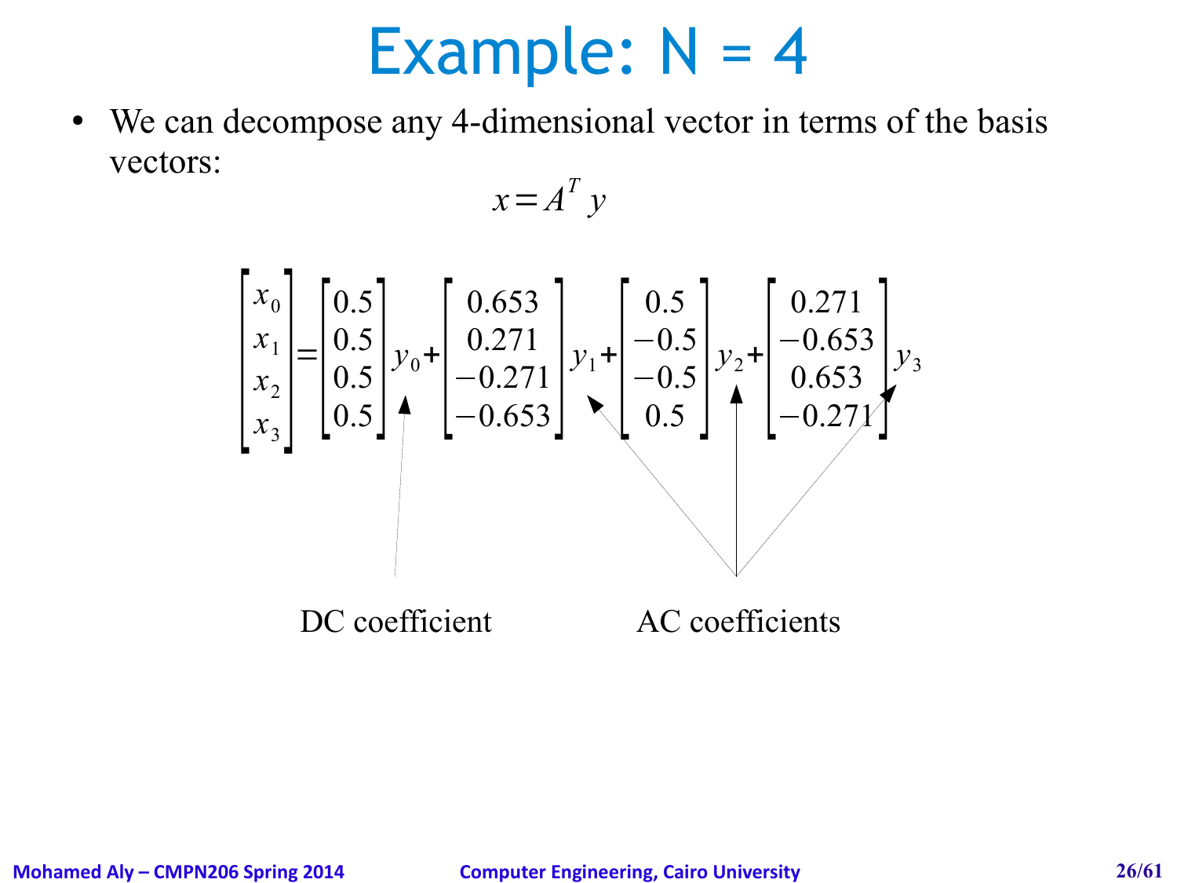# Example: N = 4

- We can decompose any 4-dimensional vector in terms of the basis vectors:

$$x = A^T y$$

$$\begin{bmatrix} x_0 \\ x_1 \\ x_2 \\ x_3 \end{bmatrix} = \begin{bmatrix} 0.5 \\ 0.5 \\ 0.5 \\ 0.5 \end{bmatrix} y_0 + \begin{bmatrix} 0.653 \\ 0.271 \\ -0.271 \\ -0.653 \end{bmatrix} y_1 + \begin{bmatrix} 0.5 \\ -0.5 \\ -0.5 \\ 0.5 \end{bmatrix} y_2 + \begin{bmatrix} 0.271 \\ -0.653 \\ 0.653 \\ -0.271 \end{bmatrix} y_3$$

DC coefficient ($y_0$)

AC coefficients ($y_1$, $y_2$, $y_3$)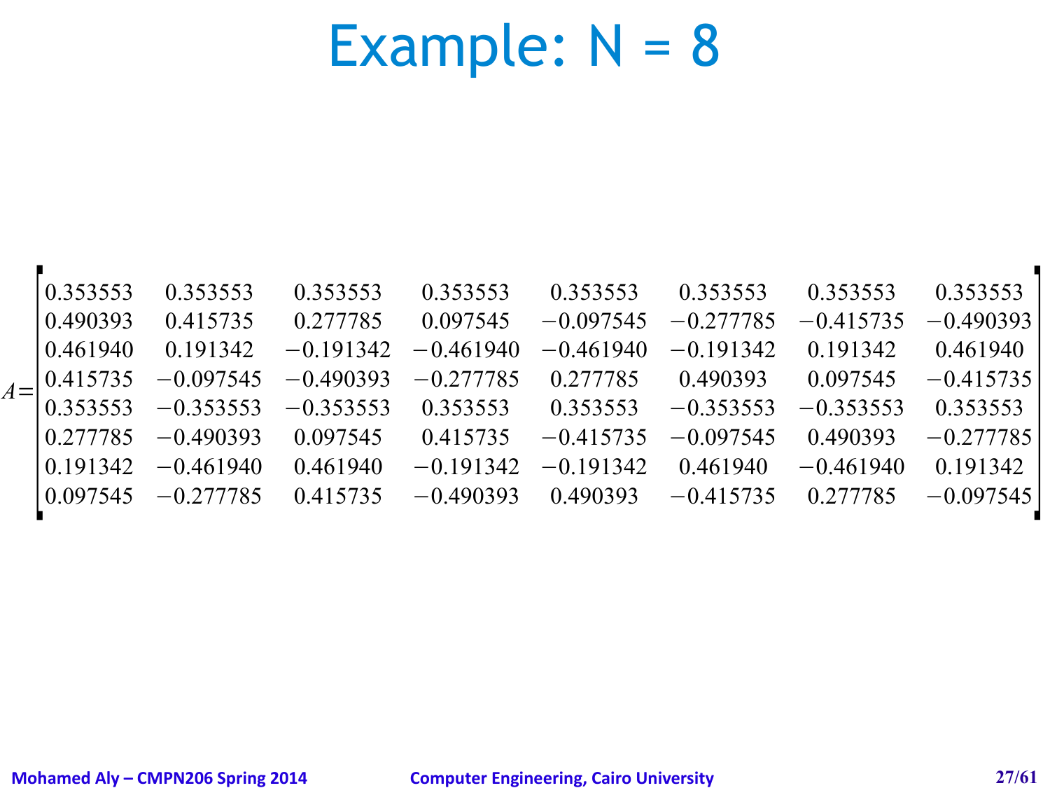# Example: N = 8

$$
A=\begin{bmatrix}
0.353553 & 0.353553 & 0.353553 & 0.353553 & 0.353553 & 0.353553 & 0.353553 & 0.353553 \\
0.490393 & 0.415735 & 0.277785 & 0.097545 & -0.097545 & -0.277785 & -0.415735 & -0.490393 \\
0.461940 & 0.191342 & -0.191342 & -0.461940 & -0.461940 & -0.191342 & 0.191342 & 0.461940 \\
0.415735 & -0.097545 & -0.490393 & -0.277785 & 0.277785 & 0.490393 & 0.097545 & -0.415735 \\
0.353553 & -0.353553 & -0.353553 & 0.353553 & 0.353553 & -0.353553 & -0.353553 & 0.353553 \\
0.277785 & -0.490393 & 0.097545 & 0.415735 & -0.415735 & -0.097545 & 0.490393 & -0.277785 \\
0.191342 & -0.461940 & 0.461940 & -0.191342 & -0.191342 & 0.461940 & -0.461940 & 0.191342 \\
0.097545 & -0.277785 & 0.415735 & -0.490393 & 0.490393 & -0.415735 & 0.277785 & -0.097545
\end{bmatrix}
$$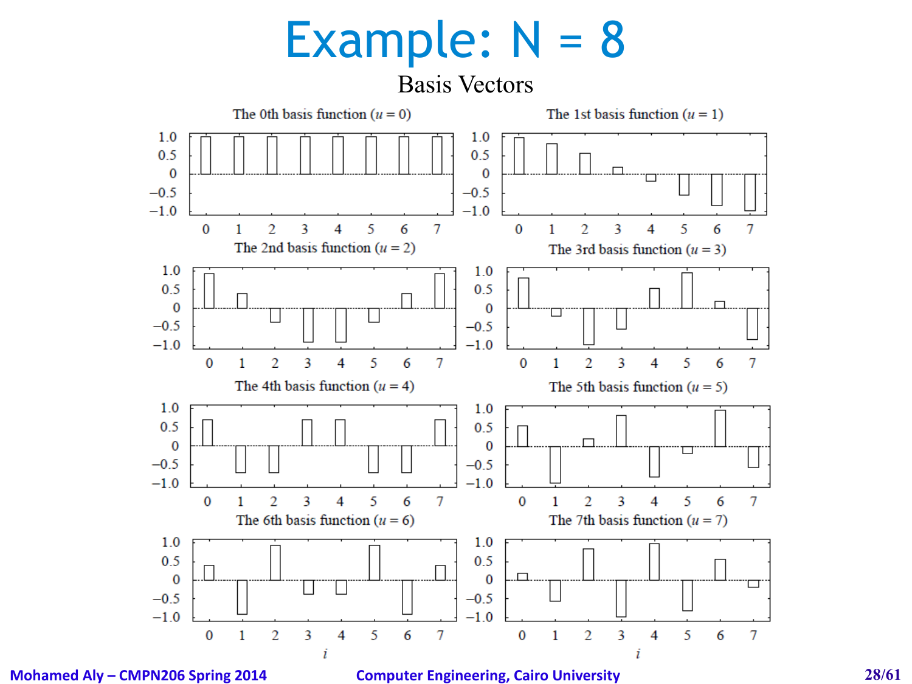# Example: N = 8

Basis Vectors

The 0th basis function ($u = 0$)

The 1st basis function ($u = 1$)

The 2nd basis function ($u = 2$)

The 3rd basis function ($u = 3$)

The 4th basis function ($u = 4$)

The 5th basis function ($u = 5$)

The 6th basis function ($u = 6$)

The 7th basis function ($u = 7$)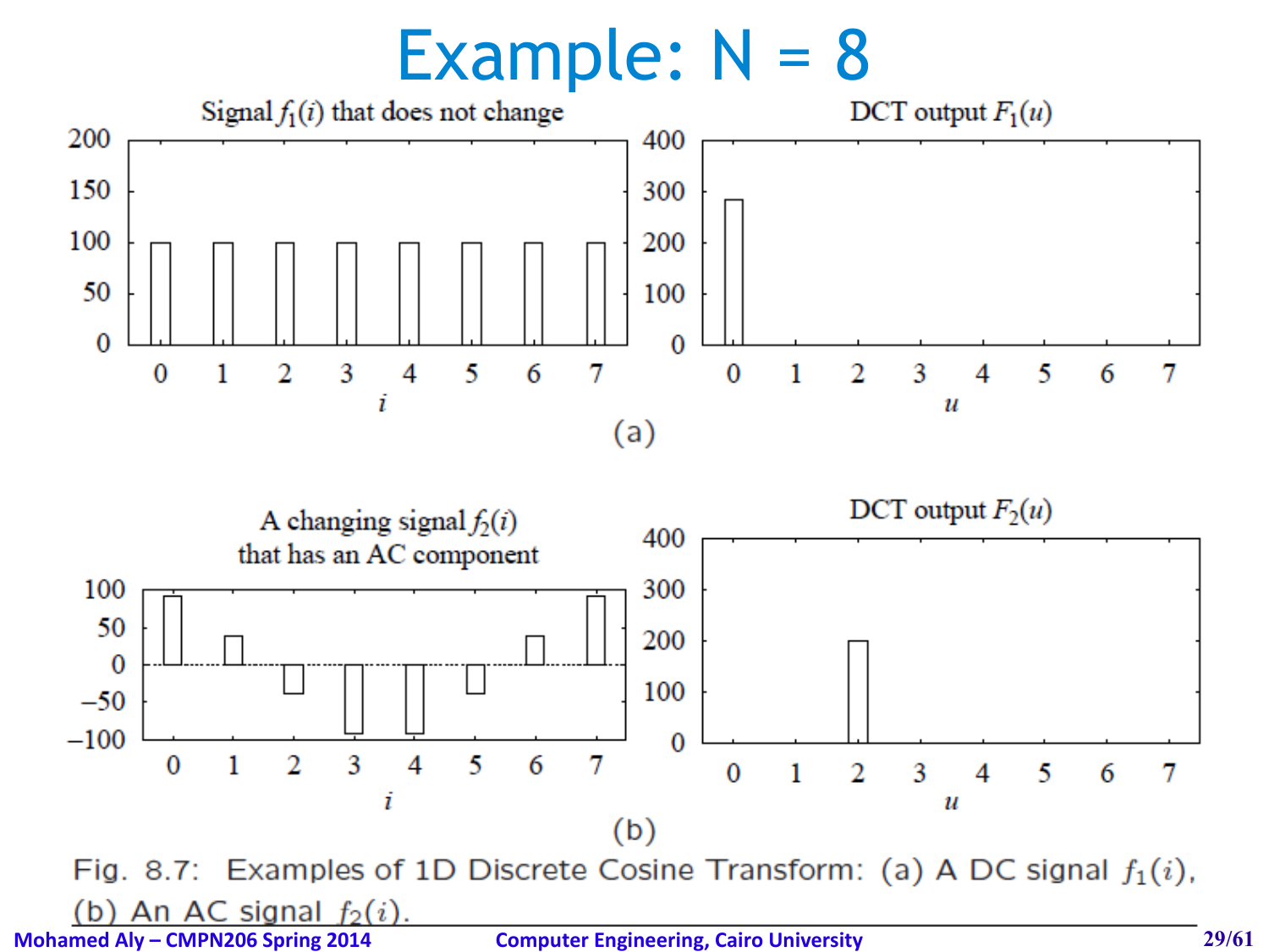# Example: N = 8

Signal $f_1(i)$ that does not change

DCT output $F_1(u)$

(a)

A changing signal $f_2(i)$ that has an AC component

DCT output $F_2(u)$

(b)

Fig. 8.7: Examples of 1D Discrete Cosine Transform: (a) A DC signal $f_1(i)$, (b) An AC signal $f_2(i)$.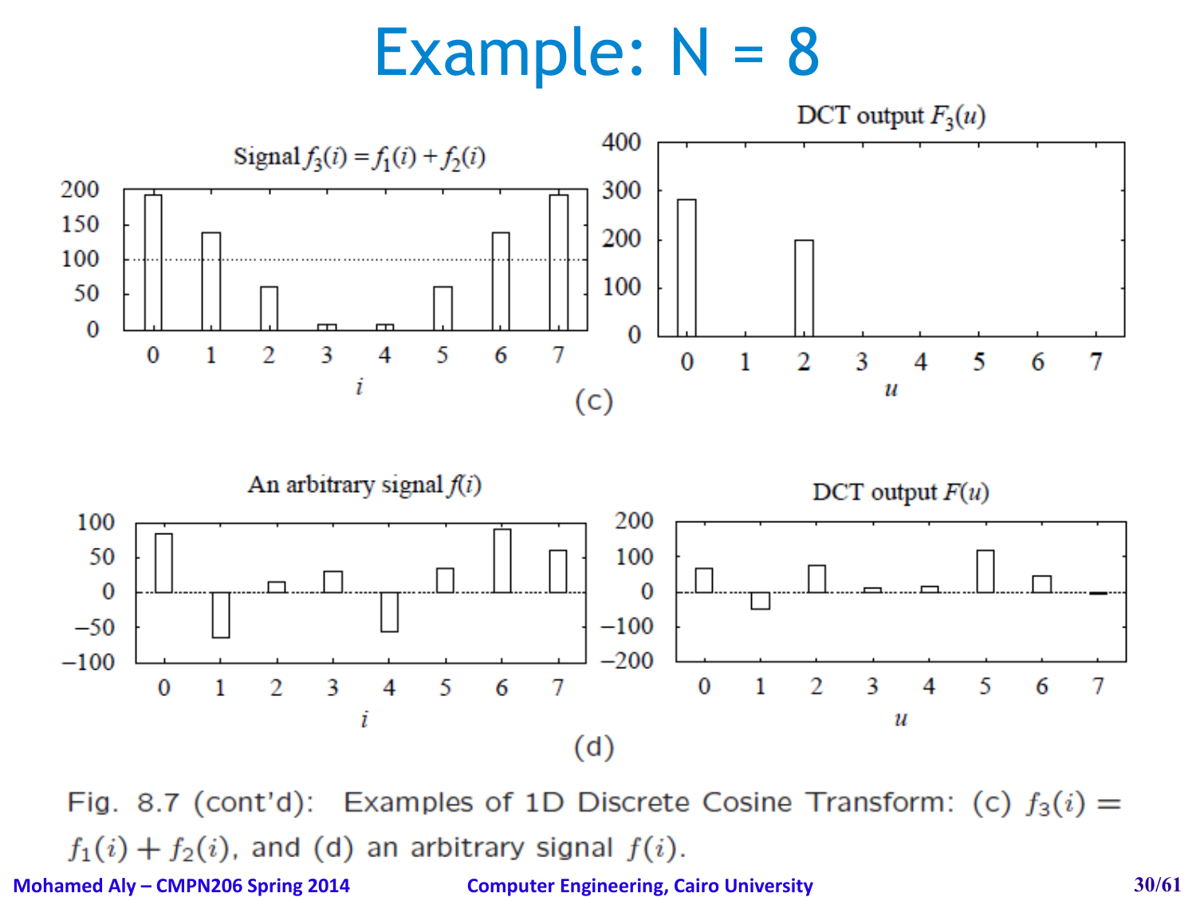# Example: N = 8

Signal $f_3(i) = f_1(i) + f_2(i)$

DCT output $F_3(u)$

(c)

An arbitrary signal $f(i)$

DCT output $F(u)$

(d)

Fig. 8.7 (cont'd): Examples of 1D Discrete Cosine Transform: (c) $f_3(i) = f_1(i) + f_2(i)$, and (d) an arbitrary signal $f(i)$.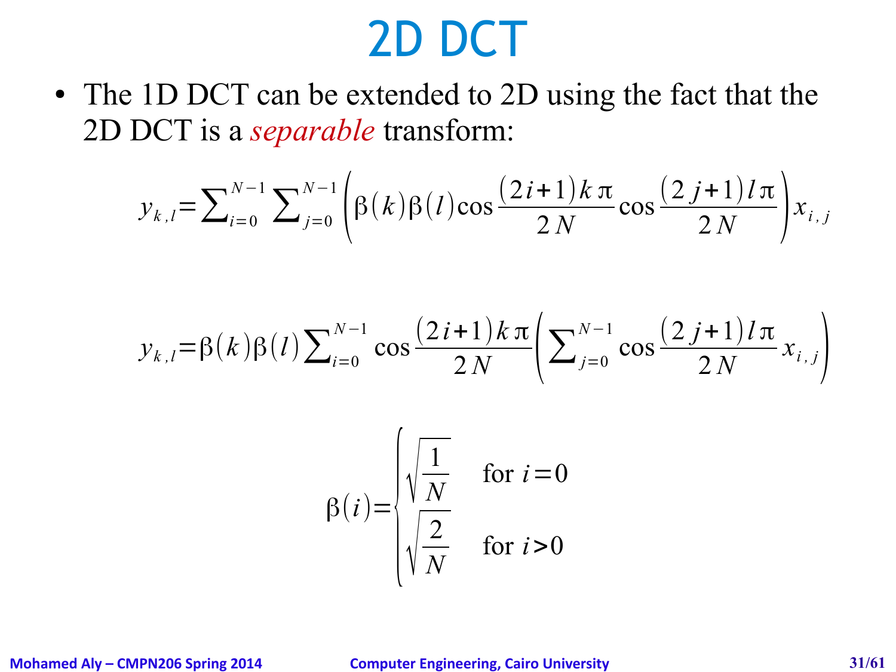# 2D DCT

- The 1D DCT can be extended to 2D using the fact that the 2D DCT is a *separable* transform:

$$y_{k,l}=\sum_{i=0}^{N-1}\sum_{j=0}^{N-1}\left(\beta(k)\beta(l)\cos\frac{(2i+1)k\pi}{2N}\cos\frac{(2j+1)l\pi}{2N}\right)x_{i,j}$$

$$y_{k,l}=\beta(k)\beta(l)\sum_{i=0}^{N-1}\cos\frac{(2i+1)k\pi}{2N}\left(\sum_{j=0}^{N-1}\cos\frac{(2j+1)l\pi}{2N}x_{i,j}\right)$$

$$\beta(i)=\begin{cases}\sqrt{\frac{1}{N}} & \text{for } i=0\\ \sqrt{\frac{2}{N}} & \text{for } i>0\end{cases}$$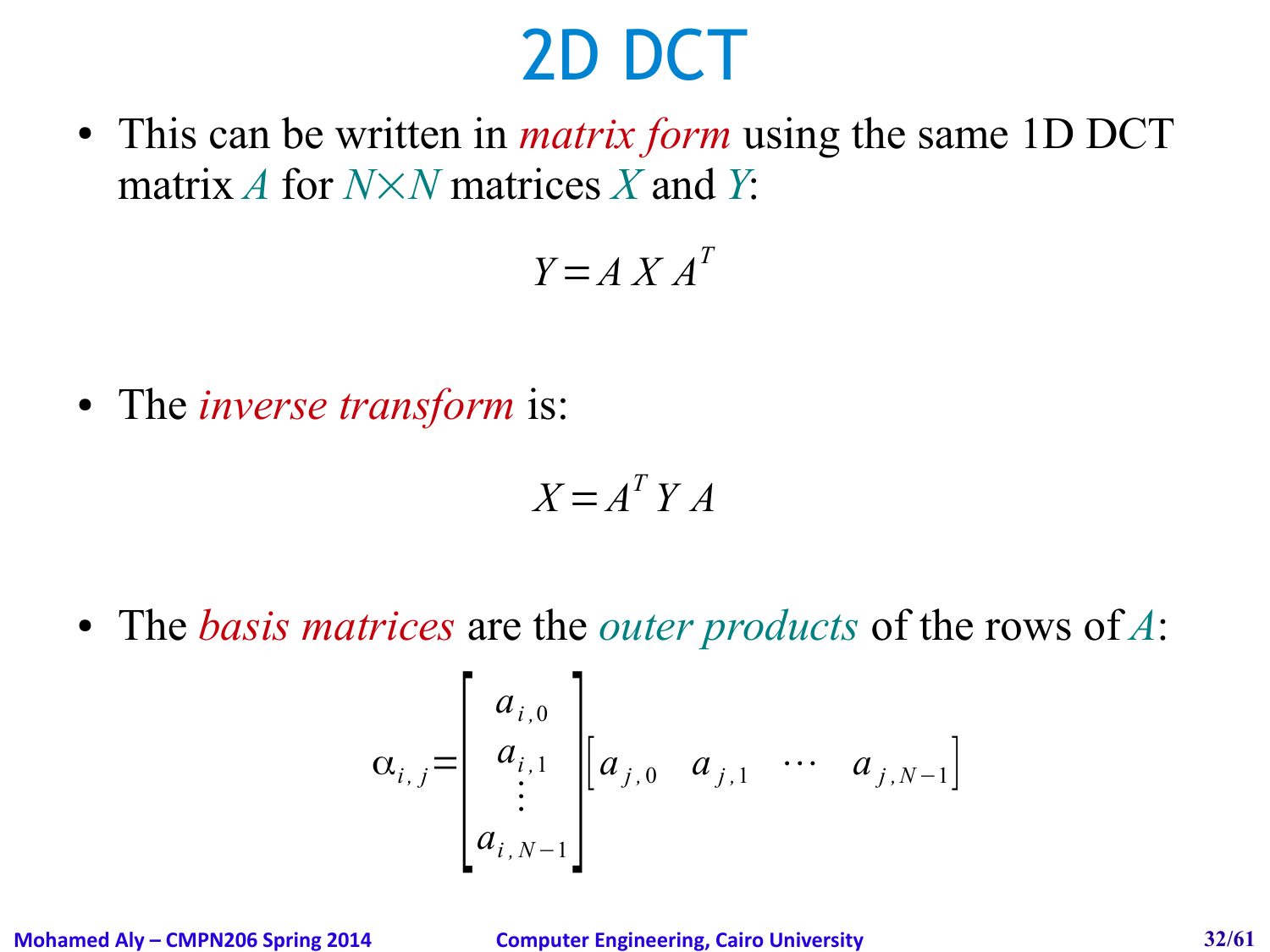# 2D DCT

- This can be written in *matrix form* using the same 1D DCT matrix $A$ for $N \times N$ matrices $X$ and $Y$:

$$Y = A\, X\, A^T$$

- The *inverse transform* is:

$$X = A^T\, Y\, A$$

- The *basis matrices* are the *outer products* of the rows of $A$:

$$\alpha_{i,j} = \begin{bmatrix} a_{i,0} \\ a_{i,1} \\ \vdots \\ a_{i,N-1} \end{bmatrix} \begin{bmatrix} a_{j,0} & a_{j,1} & \cdots & a_{j,N-1} \end{bmatrix}$$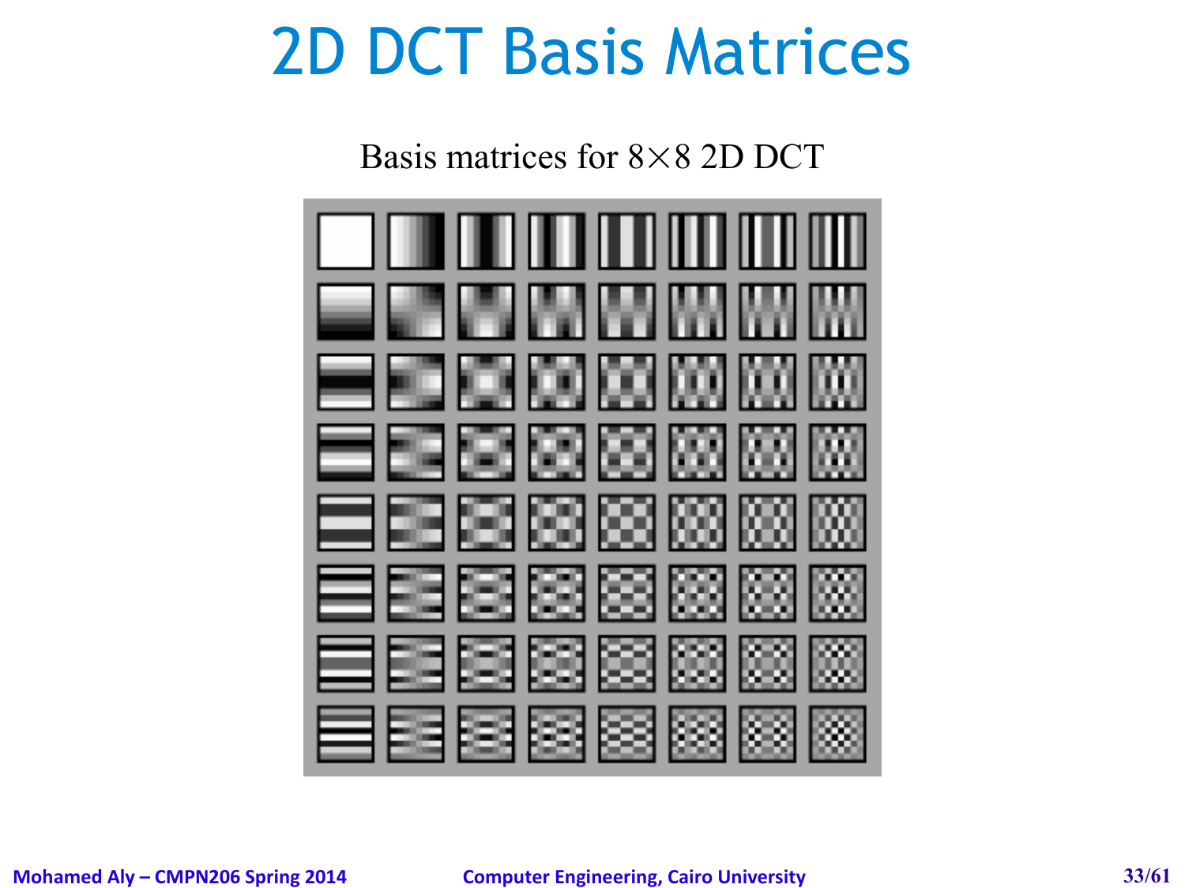# 2D DCT Basis Matrices

Basis matrices for 8×8 2D DCT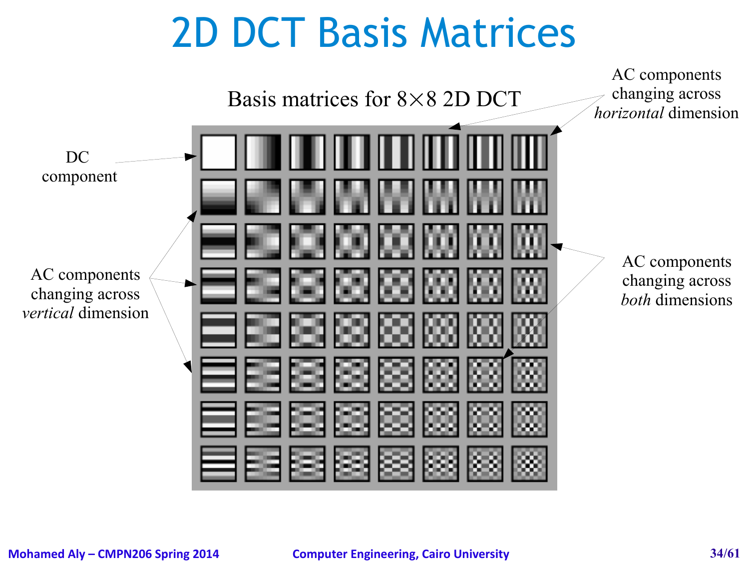# 2D DCT Basis Matrices

Basis matrices for 8×8 2D DCT

DC component

AC components changing across *horizontal* dimension

AC components changing across *vertical* dimension

AC components changing across *both* dimensions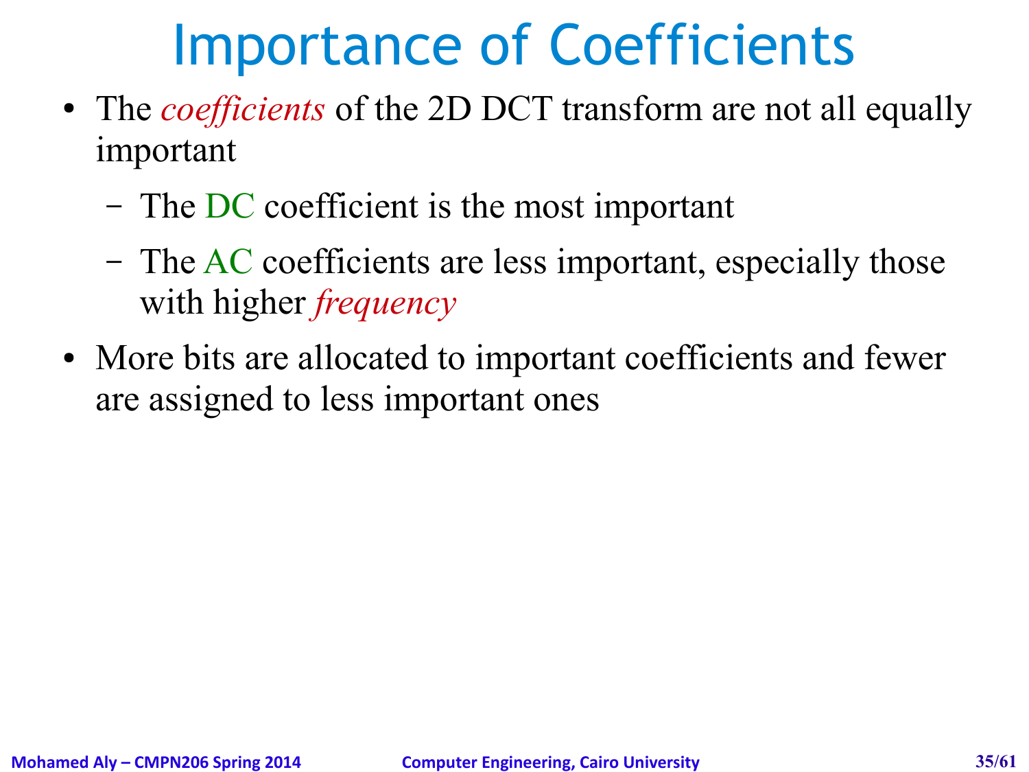# Importance of Coefficients

- The *coefficients* of the 2D DCT transform are not all equally important
  - The DC coefficient is the most important
  - The AC coefficients are less important, especially those with higher *frequency*
- More bits are allocated to important coefficients and fewer are assigned to less important ones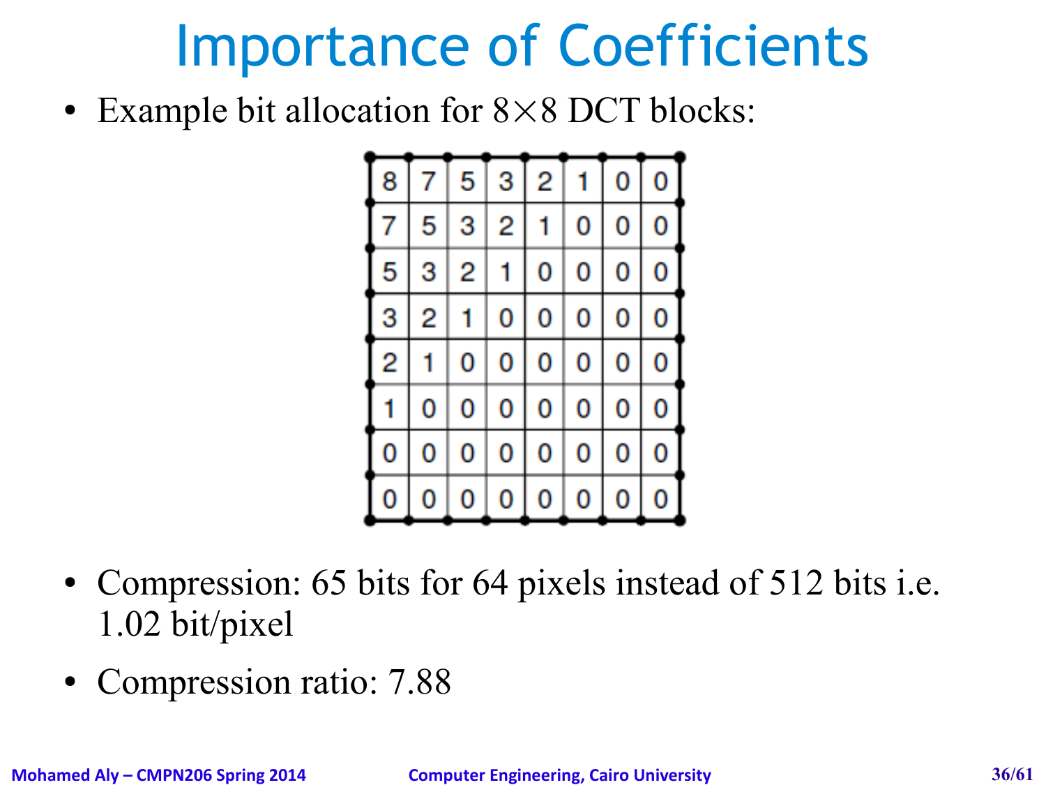# Importance of Coefficients

- Example bit allocation for 8×8 DCT blocks:

| | | | | | | | |
|---|---|---|---|---|---|---|---|
| 8 | 7 | 5 | 3 | 2 | 1 | 0 | 0 |
| 7 | 5 | 3 | 2 | 1 | 0 | 0 | 0 |
| 5 | 3 | 2 | 1 | 0 | 0 | 0 | 0 |
| 3 | 2 | 1 | 0 | 0 | 0 | 0 | 0 |
| 2 | 1 | 0 | 0 | 0 | 0 | 0 | 0 |
| 1 | 0 | 0 | 0 | 0 | 0 | 0 | 0 |
| 0 | 0 | 0 | 0 | 0 | 0 | 0 | 0 |
| 0 | 0 | 0 | 0 | 0 | 0 | 0 | 0 |

- Compression: 65 bits for 64 pixels instead of 512 bits i.e. 1.02 bit/pixel
- Compression ratio: 7.88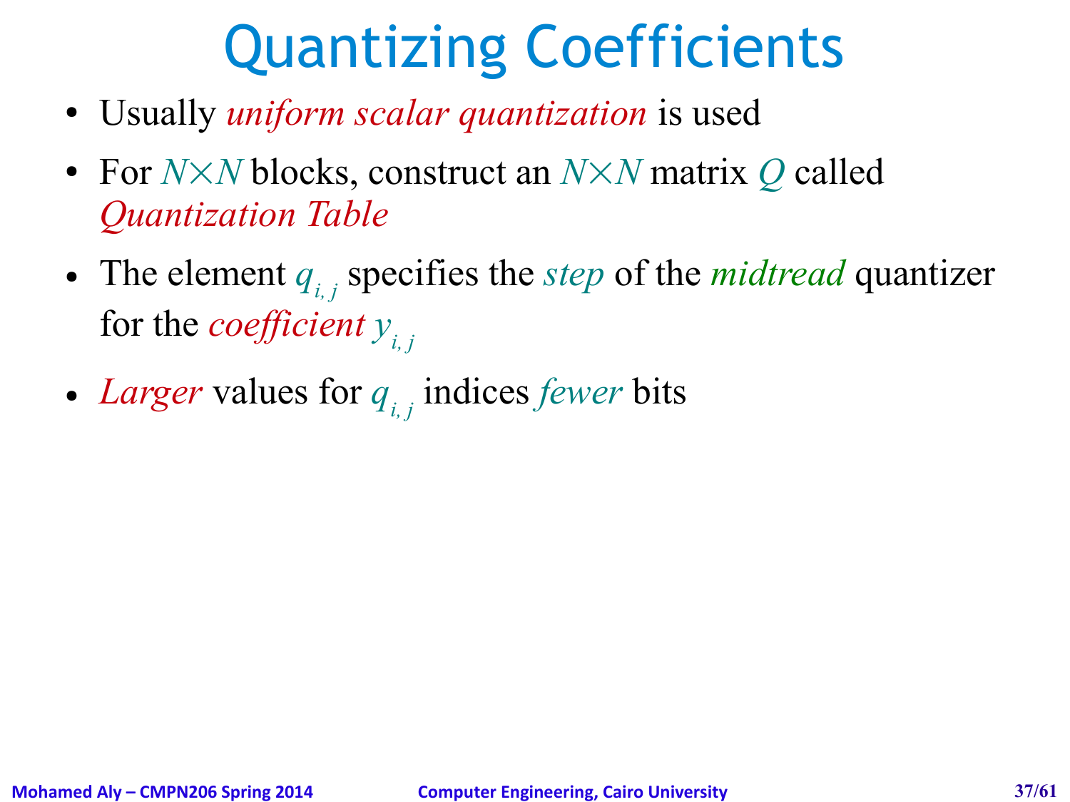# Quantizing Coefficients

- Usually *uniform scalar quantization* is used
- For $N \times N$ blocks, construct an $N \times N$ matrix $Q$ called *Quantization Table*
- The element $q_{i,j}$ specifies the *step* of the *midtread* quantizer for the *coefficient* $y_{i,j}$
- *Larger* values for $q_{i,j}$ indices *fewer* bits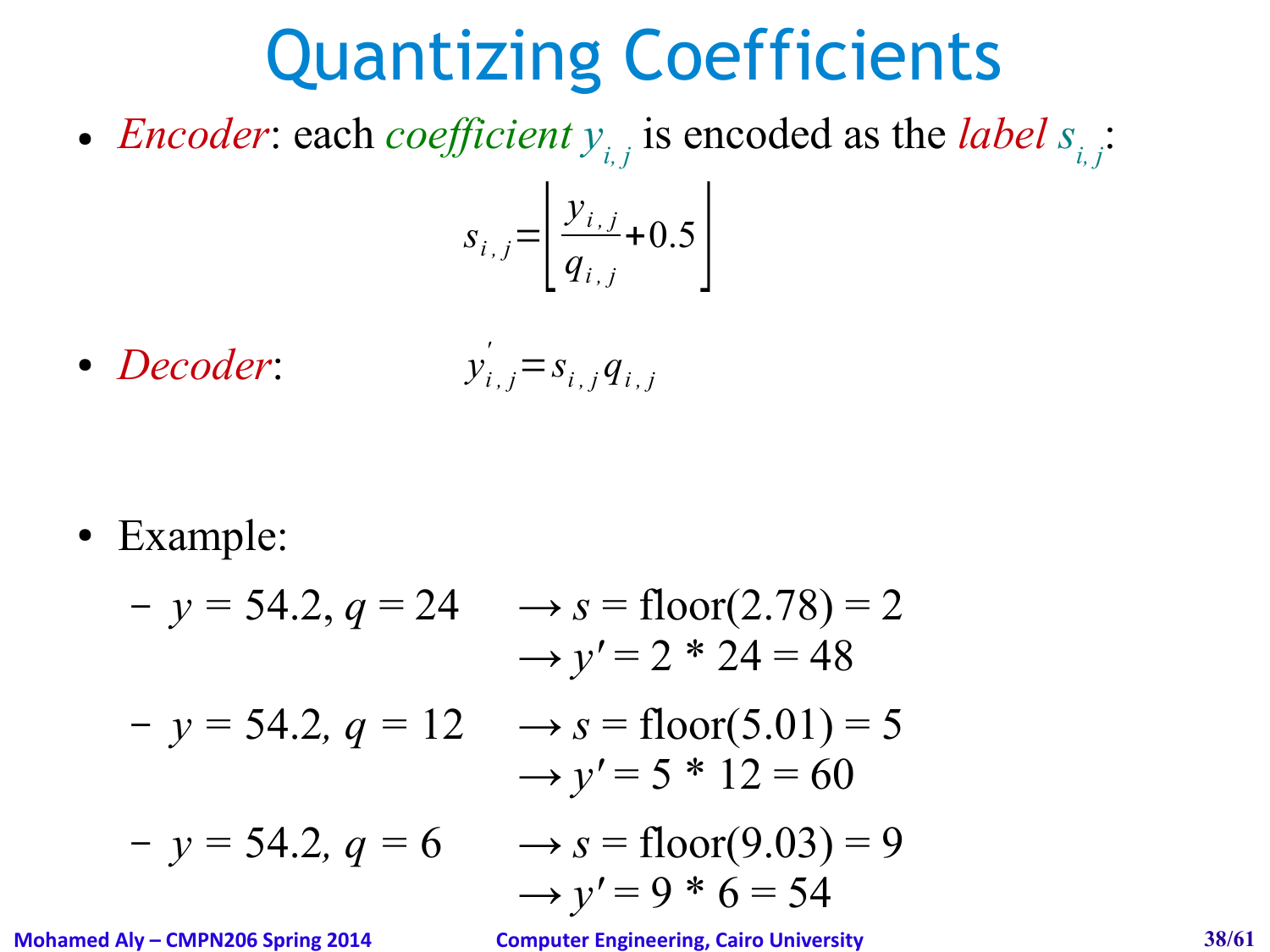# Quantizing Coefficients

- *Encoder*: each *coefficient* $y_{i,j}$ is encoded as the *label* $s_{i,j}$:

$$s_{i,j} = \left\lfloor \frac{y_{i,j}}{q_{i,j}} + 0.5 \right\rfloor$$

- *Decoder*:

$$y'_{i,j} = s_{i,j} q_{i,j}$$

- Example:
  - $y = 54.2$, $q = 24$ $\rightarrow s = \text{floor}(2.78) = 2$
    $\rightarrow y' = 2 * 24 = 48$
  - $y = 54.2$, $q = 12$ $\rightarrow s = \text{floor}(5.01) = 5$
    $\rightarrow y' = 5 * 12 = 60$
  - $y = 54.2$, $q = 6$ $\rightarrow s = \text{floor}(9.03) = 9$
    $\rightarrow y' = 9 * 6 = 54$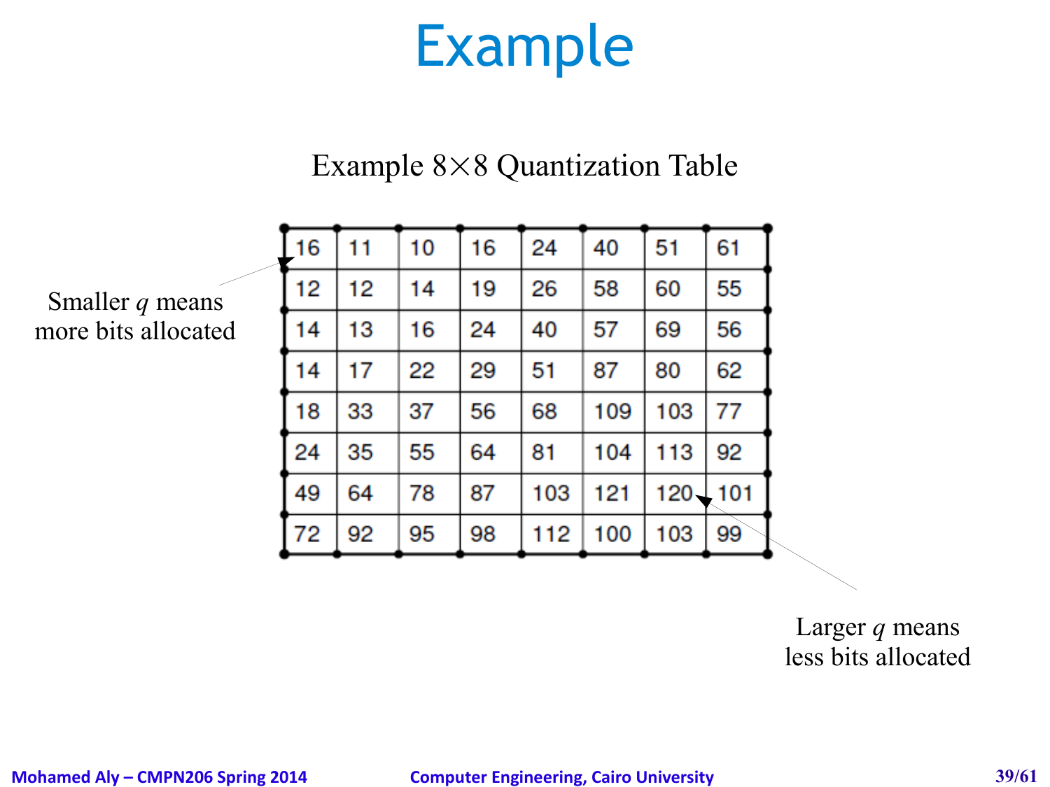# Example

Example 8×8 Quantization Table

| | | | | | | | |
|---|---|---|---|---|---|---|---|
| 16 | 11 | 10 | 16 | 24 | 40 | 51 | 61 |
| 12 | 12 | 14 | 19 | 26 | 58 | 60 | 55 |
| 14 | 13 | 16 | 24 | 40 | 57 | 69 | 56 |
| 14 | 17 | 22 | 29 | 51 | 87 | 80 | 62 |
| 18 | 33 | 37 | 56 | 68 | 109 | 103 | 77 |
| 24 | 35 | 55 | 64 | 81 | 104 | 113 | 92 |
| 49 | 64 | 78 | 87 | 103 | 121 | 120 | 101 |
| 72 | 92 | 95 | 98 | 112 | 100 | 103 | 99 |

Smaller $q$ means more bits allocated

Larger $q$ means less bits allocated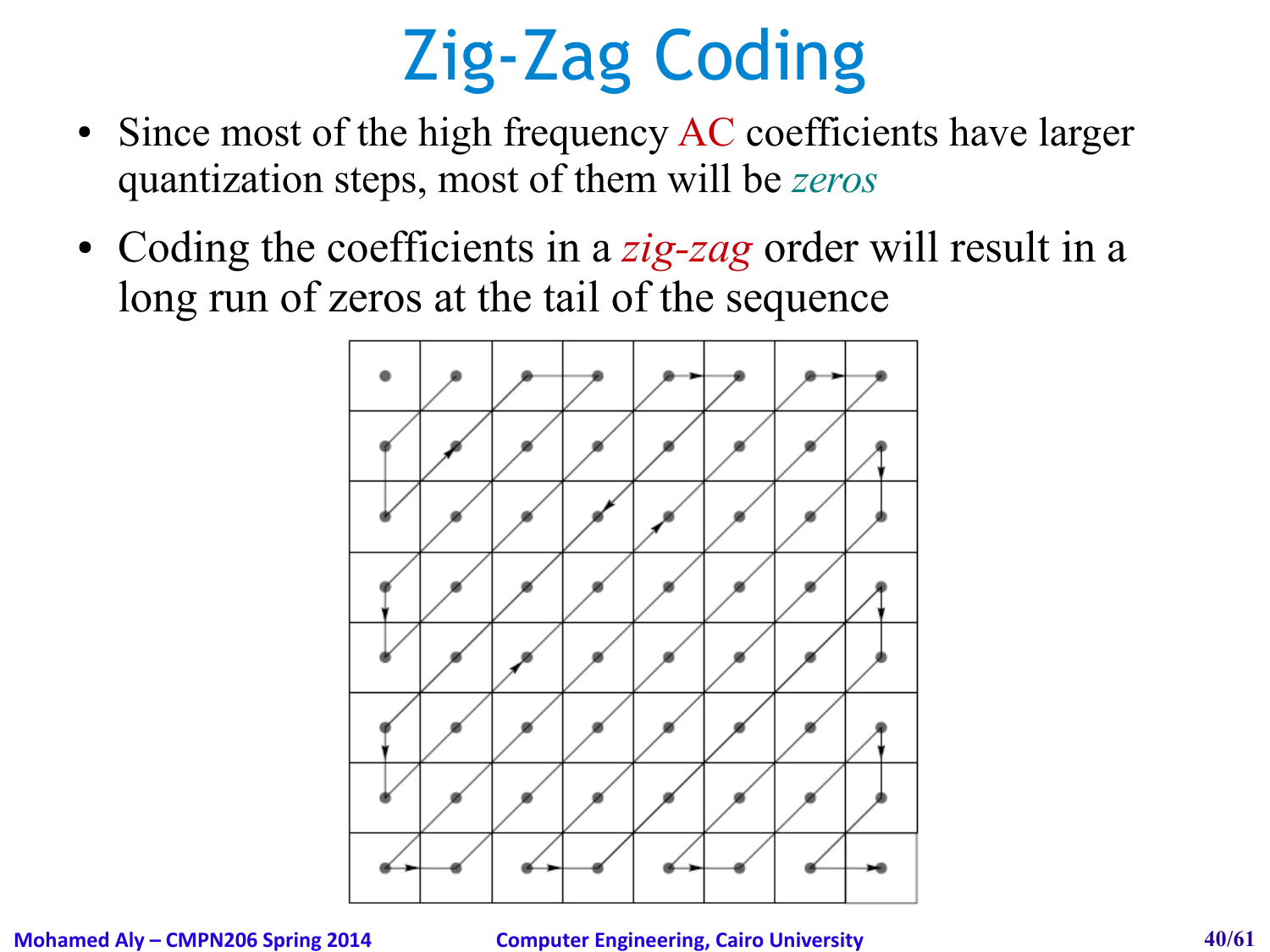# Zig-Zag Coding

- Since most of the high frequency AC coefficients have larger quantization steps, most of them will be *zeros*
- Coding the coefficients in a *zig-zag* order will result in a long run of zeros at the tail of the sequence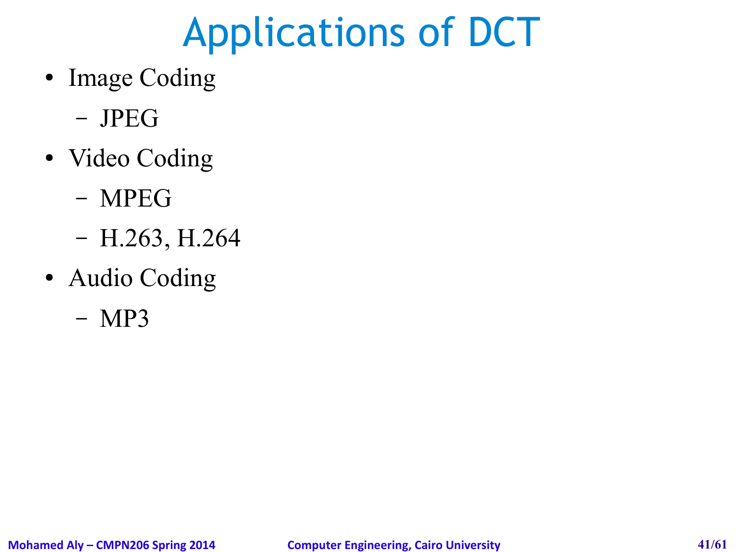# Applications of DCT

- Image Coding
  - JPEG
- Video Coding
  - MPEG
  - H.263, H.264
- Audio Coding
  - MP3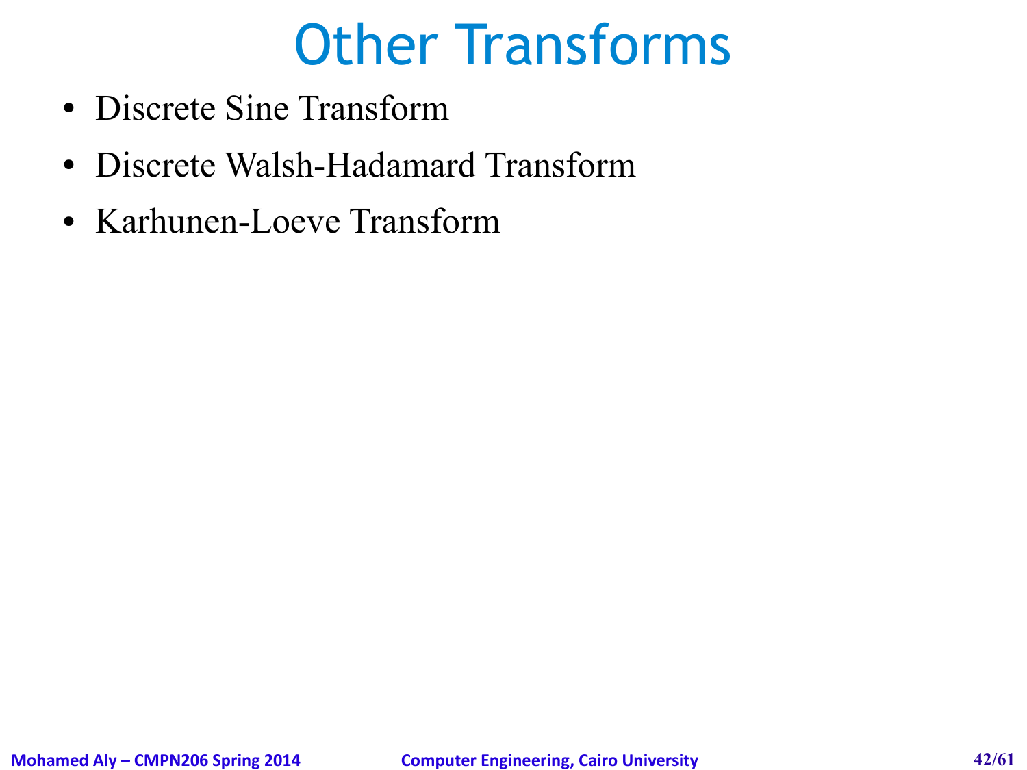# Other Transforms

- Discrete Sine Transform
- Discrete Walsh-Hadamard Transform
- Karhunen-Loeve Transform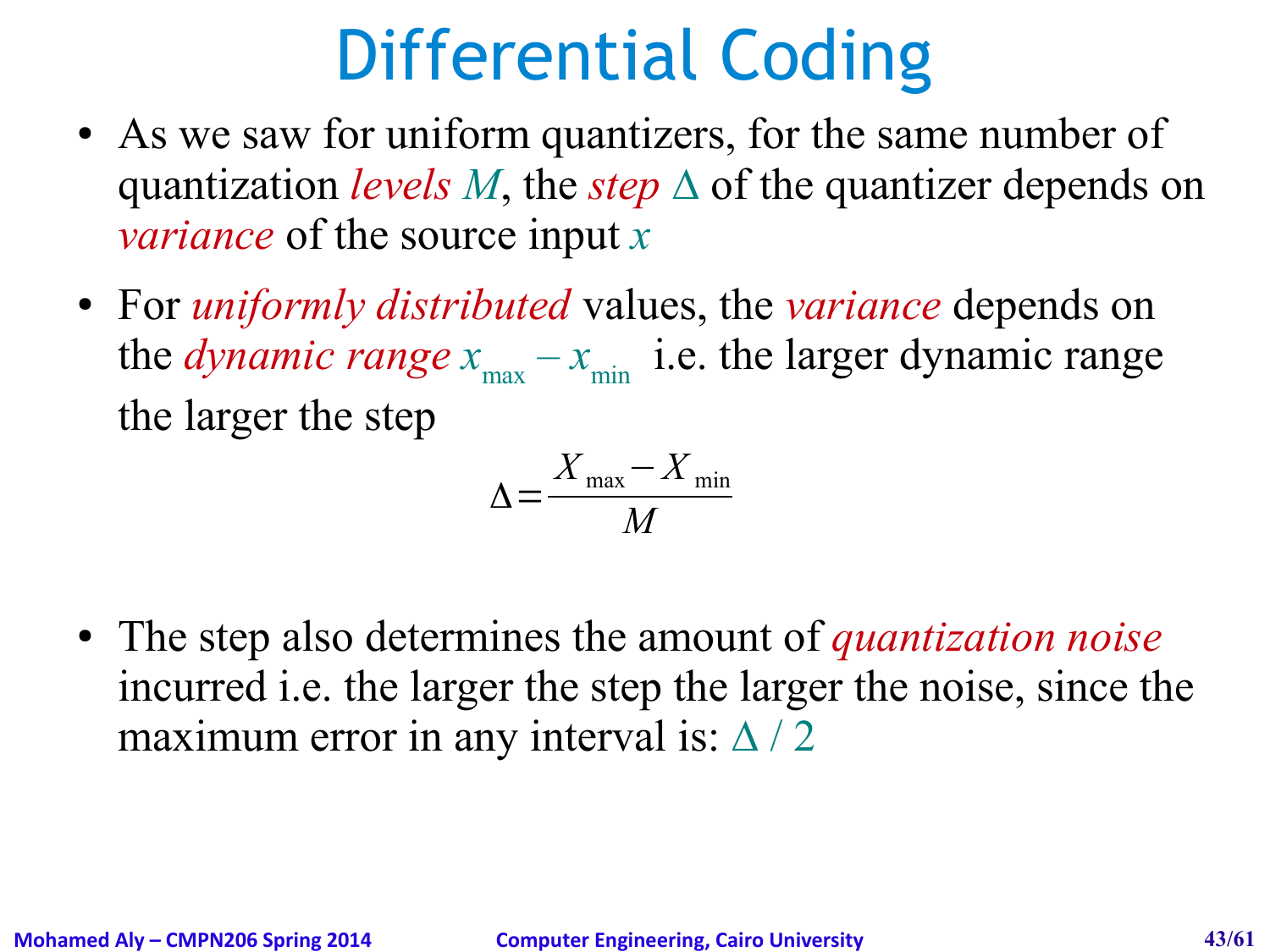# Differential Coding

- As we saw for uniform quantizers, for the same number of quantization *levels* $M$, the *step* $\Delta$ of the quantizer depends on *variance* of the source input $x$
- For *uniformly distributed* values, the *variance* depends on the *dynamic range* $x_{\max} - x_{\min}$ i.e. the larger dynamic range the larger the step

$$\Delta = \frac{X_{\max} - X_{\min}}{M}$$

- The step also determines the amount of *quantization noise* incurred i.e. the larger the step the larger the noise, since the maximum error in any interval is: $\Delta / 2$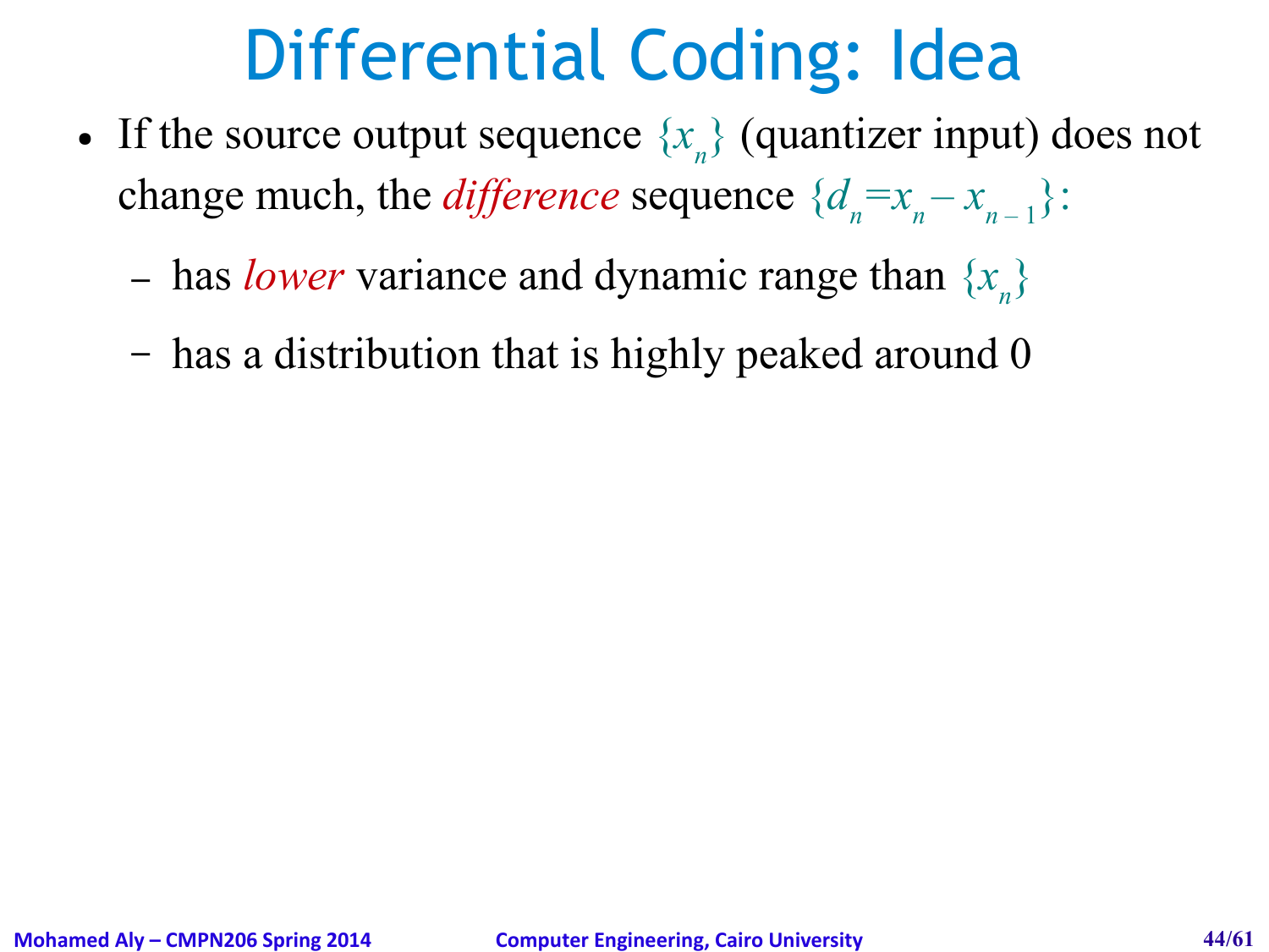# Differential Coding: Idea

- If the source output sequence $\{x_n\}$ (quantizer input) does not change much, the *difference* sequence $\{d_n = x_n - x_{n-1}\}$:
  - has *lower* variance and dynamic range than $\{x_n\}$
  - has a distribution that is highly peaked around 0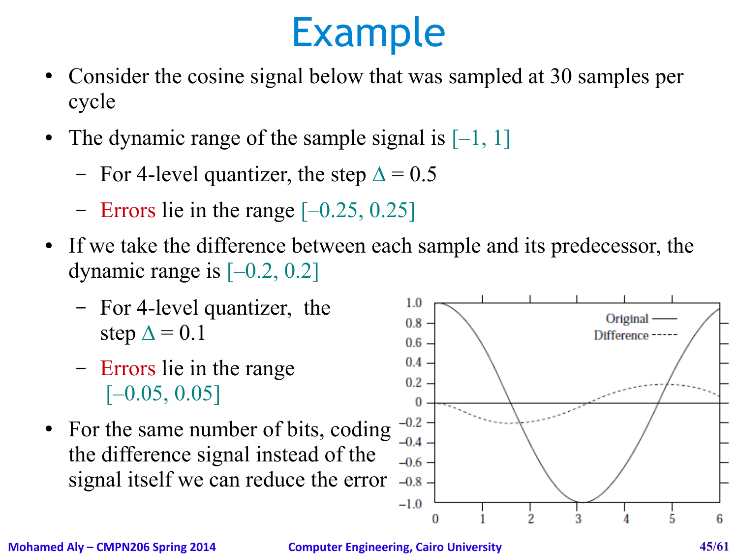# Example

- Consider the cosine signal below that was sampled at 30 samples per cycle
- The dynamic range of the sample signal is [–1, 1]
  - For 4-level quantizer, the step $\Delta = 0.5$
  - Errors lie in the range [–0.25, 0.25]
- If we take the difference between each sample and its predecessor, the dynamic range is [–0.2, 0.2]
  - For 4-level quantizer, the step $\Delta = 0.1$
  - Errors lie in the range [–0.05, 0.05]
- For the same number of bits, coding the difference signal instead of the signal itself we can reduce the error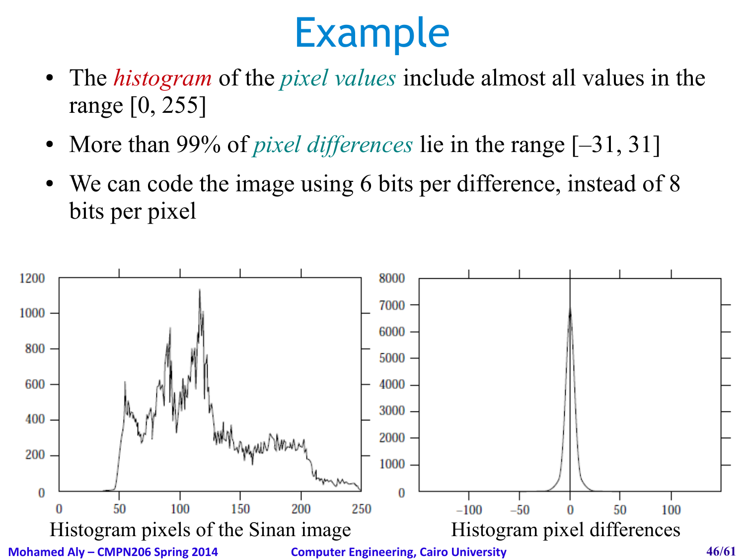# Example

- The *histogram* of the *pixel values* include almost all values in the range [0, 255]
- More than 99% of *pixel differences* lie in the range [–31, 31]
- We can code the image using 6 bits per difference, instead of 8 bits per pixel

Histogram pixels of the Sinan image

Histogram pixel differences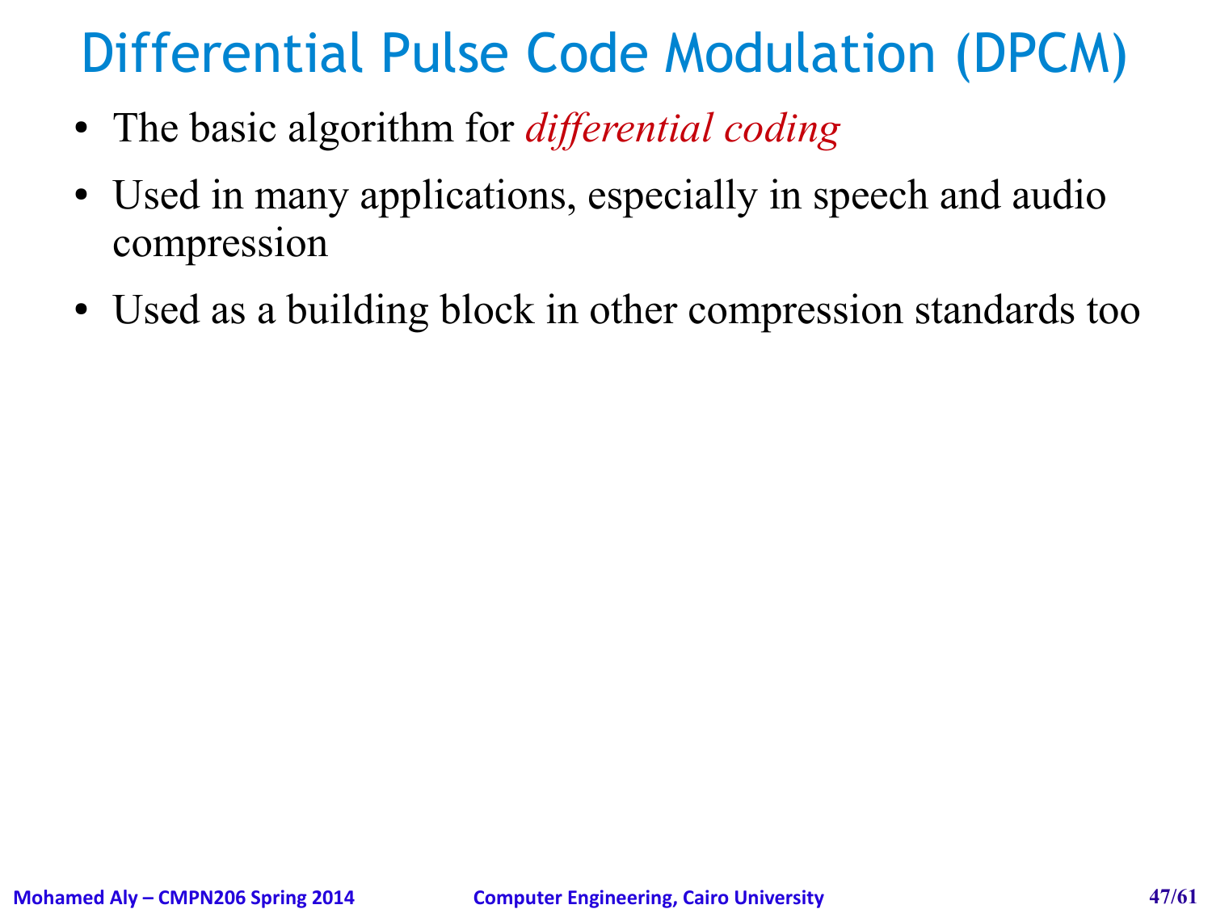# Differential Pulse Code Modulation (DPCM)

- The basic algorithm for *differential coding*
- Used in many applications, especially in speech and audio compression
- Used as a building block in other compression standards too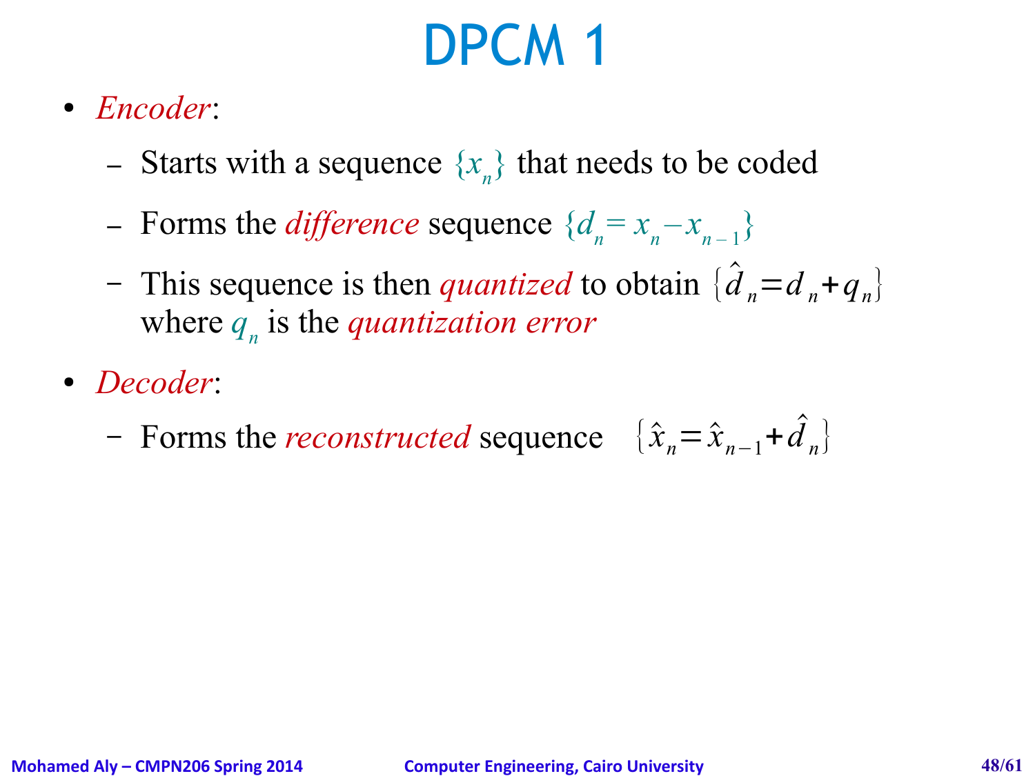# DPCM 1

- *Encoder*:
  - Starts with a sequence $\{x_n\}$ that needs to be coded
  - Forms the *difference* sequence $\{d_n = x_n - x_{n-1}\}$
  - This sequence is then *quantized* to obtain $\{\hat{d}_n = d_n + q_n\}$ where $q_n$ is the *quantization error*
- *Decoder*:
  - Forms the *reconstructed* sequence $\{\hat{x}_n = \hat{x}_{n-1} + \hat{d}_n\}$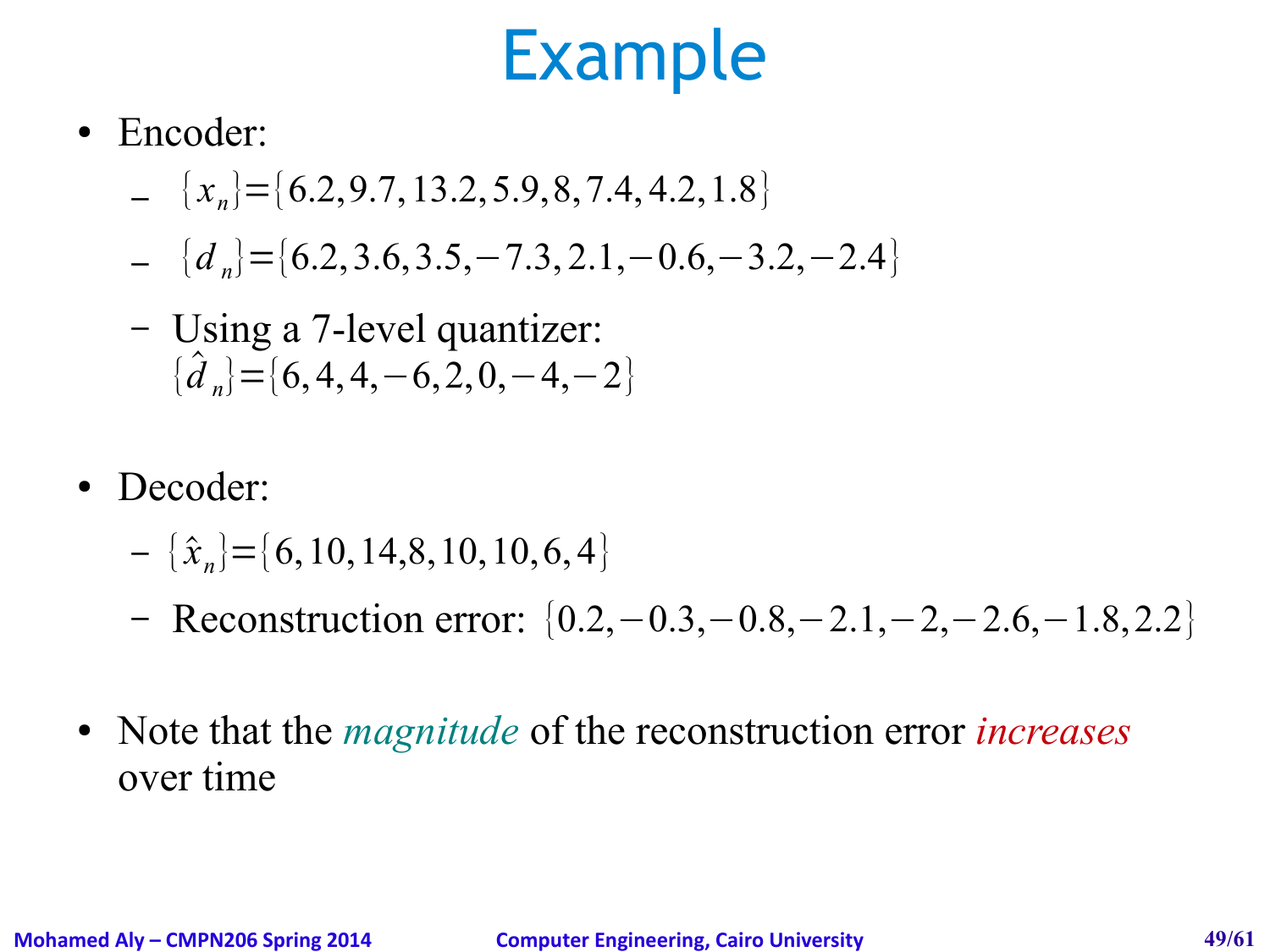# Example

- Encoder:
  - $\{x_n\} = \{6.2, 9.7, 13.2, 5.9, 8, 7.4, 4.2, 1.8\}$
  - $\{d_n\} = \{6.2, 3.6, 3.5, -7.3, 2.1, -0.6, -3.2, -2.4\}$
  - Using a 7-level quantizer:
    $\{\hat{d}_n\} = \{6, 4, 4, -6, 2, 0, -4, -2\}$

- Decoder:
  - $\{\hat{x}_n\} = \{6, 10, 14, 8, 10, 10, 6, 4\}$
  - Reconstruction error: $\{0.2, -0.3, -0.8, -2.1, -2, -2.6, -1.8, 2.2\}$

- Note that the *magnitude* of the reconstruction error *increases* over time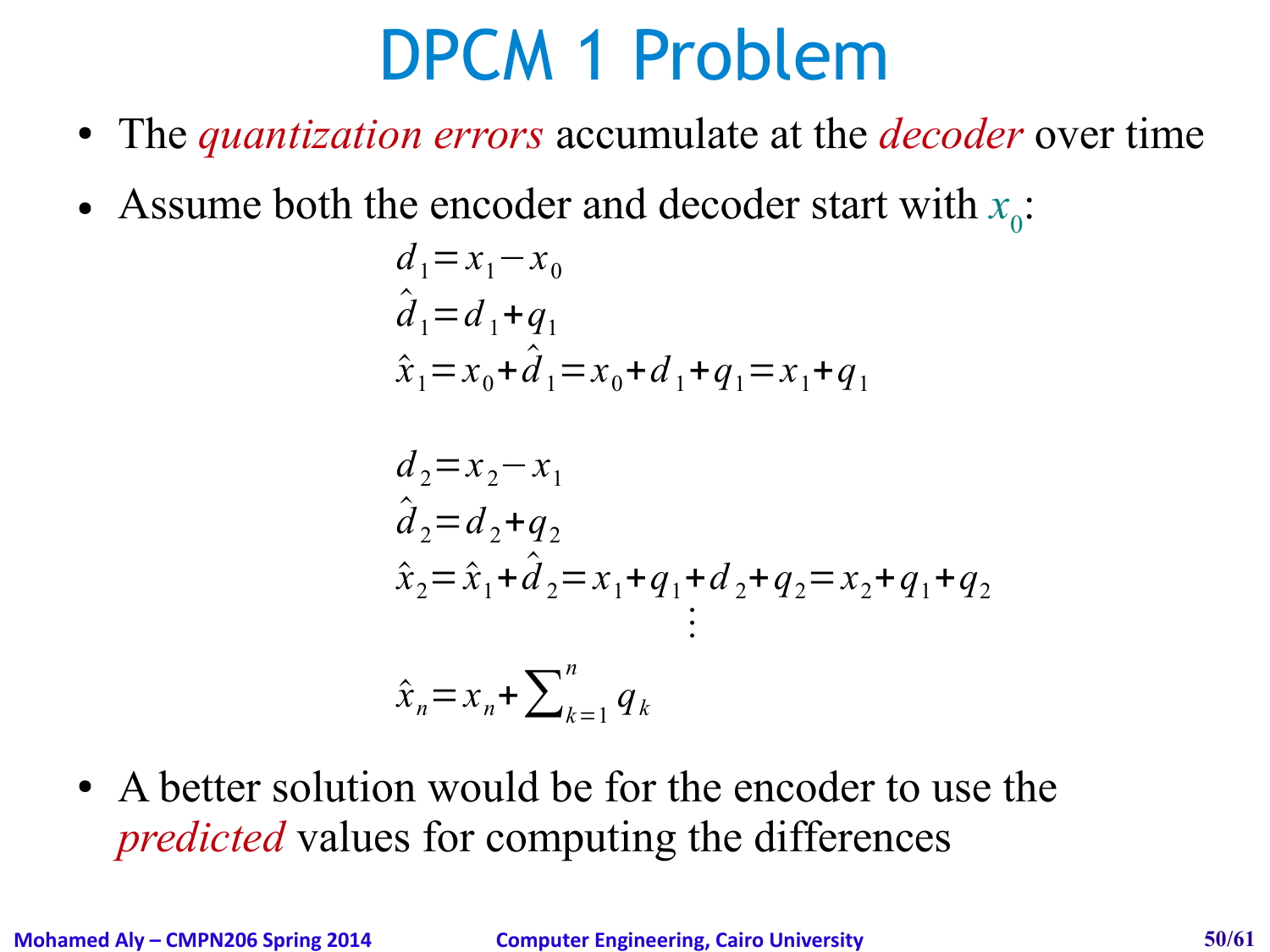# DPCM 1 Problem

- The *quantization errors* accumulate at the *decoder* over time
- Assume both the encoder and decoder start with $x_0$:

$$
\begin{aligned}
d_1 &= x_1 - x_0 \\
\hat{d}_1 &= d_1 + q_1 \\
\hat{x}_1 &= x_0 + \hat{d}_1 = x_0 + d_1 + q_1 = x_1 + q_1
\end{aligned}
$$

$$
\begin{aligned}
d_2 &= x_2 - x_1 \\
\hat{d}_2 &= d_2 + q_2 \\
\hat{x}_2 &= \hat{x}_1 + \hat{d}_2 = x_1 + q_1 + d_2 + q_2 = x_2 + q_1 + q_2 \\
&\vdots \\
\hat{x}_n &= x_n + \sum_{k=1}^{n} q_k
\end{aligned}
$$

- A better solution would be for the encoder to use the *predicted* values for computing the differences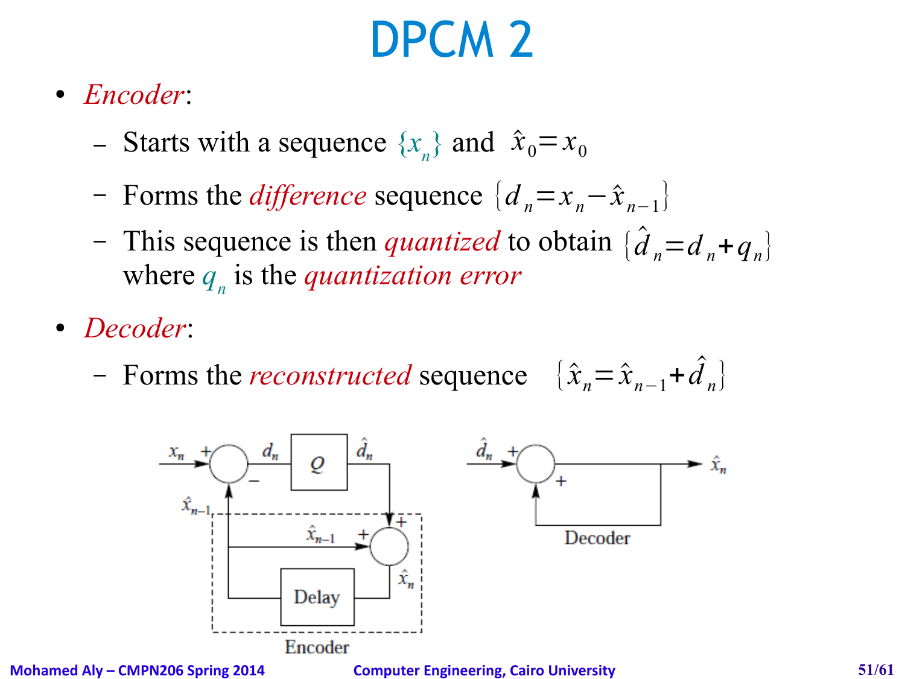# DPCM 2

- *Encoder*:
  - Starts with a sequence $\{x_n\}$ and $\hat{x}_0 = x_0$
  - Forms the *difference* sequence $\{d_n = x_n - \hat{x}_{n-1}\}$
  - This sequence is then *quantized* to obtain $\{\hat{d}_n = d_n + q_n\}$ where $q_n$ is the *quantization error*
- *Decoder*:
  - Forms the *reconstructed* sequence $\{\hat{x}_n = \hat{x}_{n-1} + \hat{d}_n\}$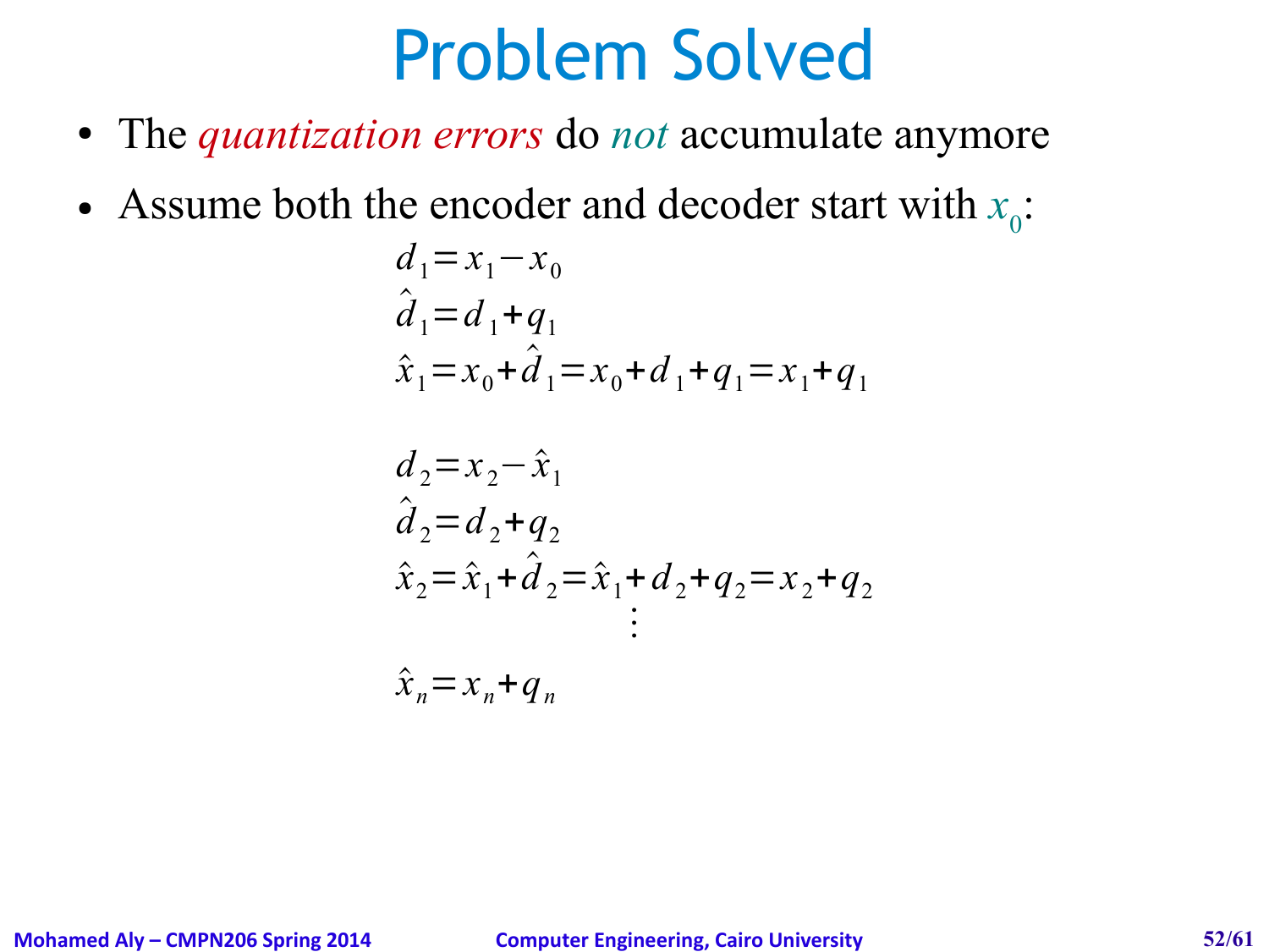# Problem Solved

- The *quantization errors* do *not* accumulate anymore
- Assume both the encoder and decoder start with $x_0$:

$$
\begin{aligned}
d_1 &= x_1 - x_0 \\
\hat{d}_1 &= d_1 + q_1 \\
\hat{x}_1 &= x_0 + \hat{d}_1 = x_0 + d_1 + q_1 = x_1 + q_1
\end{aligned}
$$

$$
\begin{aligned}
d_2 &= x_2 - \hat{x}_1 \\
\hat{d}_2 &= d_2 + q_2 \\
\hat{x}_2 &= \hat{x}_1 + \hat{d}_2 = \hat{x}_1 + d_2 + q_2 = x_2 + q_2 \\
&\vdots \\
\hat{x}_n &= x_n + q_n
\end{aligned}
$$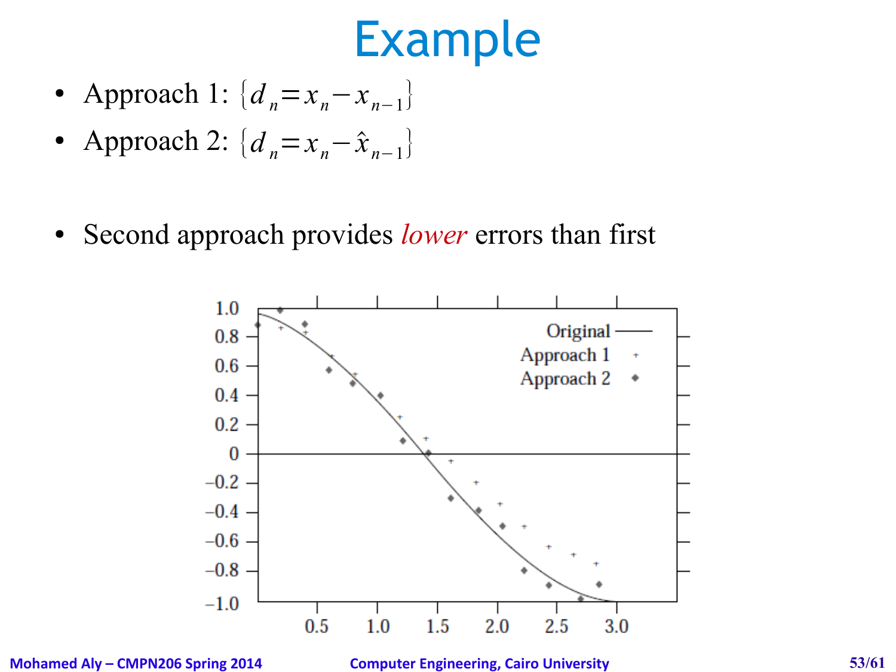# Example

- Approach 1: $\{d_n = x_n - x_{n-1}\}$
- Approach 2: $\{d_n = x_n - \hat{x}_{n-1}\}$

- Second approach provides *lower* errors than first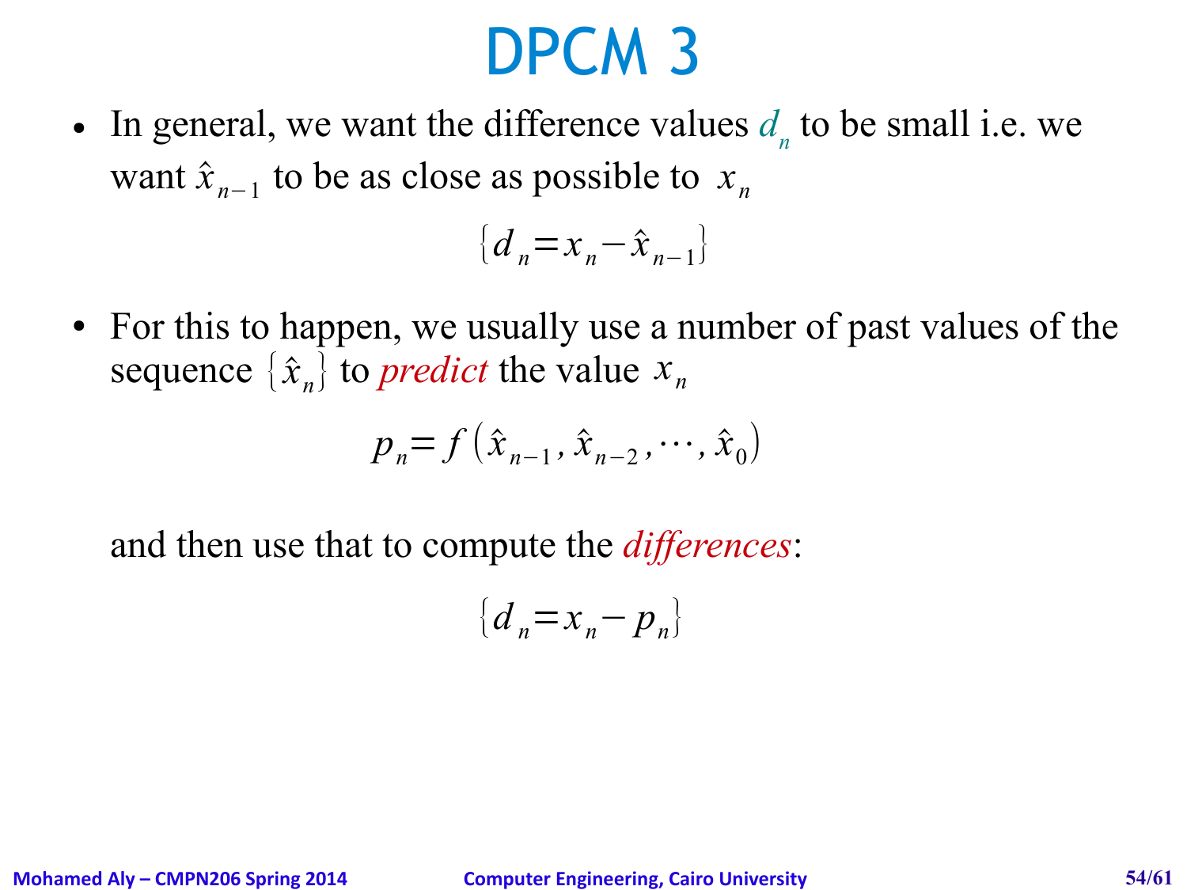# DPCM 3

- In general, we want the difference values $d_n$ to be small i.e. we want $\hat{x}_{n-1}$ to be as close as possible to $x_n$

$$\{d_n = x_n - \hat{x}_{n-1}\}$$

- For this to happen, we usually use a number of past values of the sequence $\{\hat{x}_n\}$ to *predict* the value $x_n$

$$p_n = f(\hat{x}_{n-1}, \hat{x}_{n-2}, \cdots, \hat{x}_0)$$

  and then use that to compute the *differences*:

$$\{d_n = x_n - p_n\}$$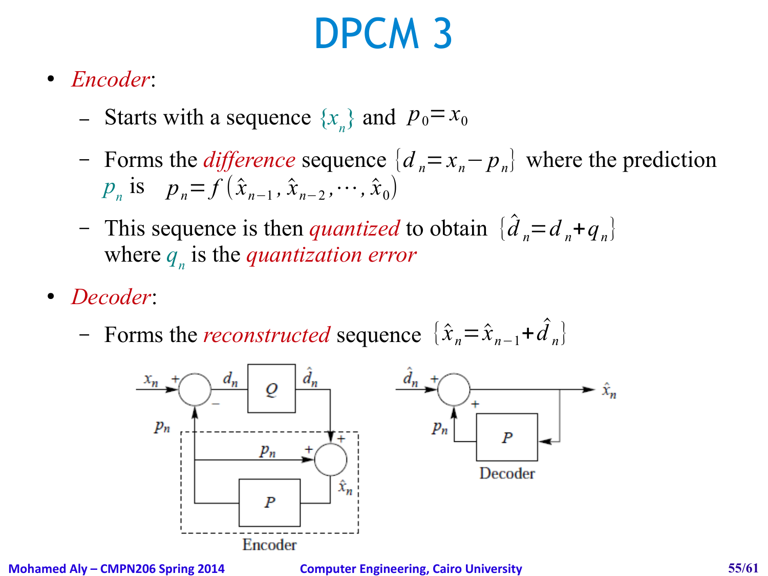# DPCM 3

- *Encoder*:
  - Starts with a sequence $\{x_n\}$ and $p_0 = x_0$
  - Forms the *difference* sequence $\{d_n = x_n - p_n\}$ where the prediction $p_n$ is $p_n = f(\hat{x}_{n-1}, \hat{x}_{n-2}, \cdots, \hat{x}_0)$
  - This sequence is then *quantized* to obtain $\{\hat{d}_n = d_n + q_n\}$ where $q_n$ is the *quantization error*
- *Decoder*:
  - Forms the *reconstructed* sequence $\{\hat{x}_n = \hat{x}_{n-1} + \hat{d}_n\}$

Encoder

Decoder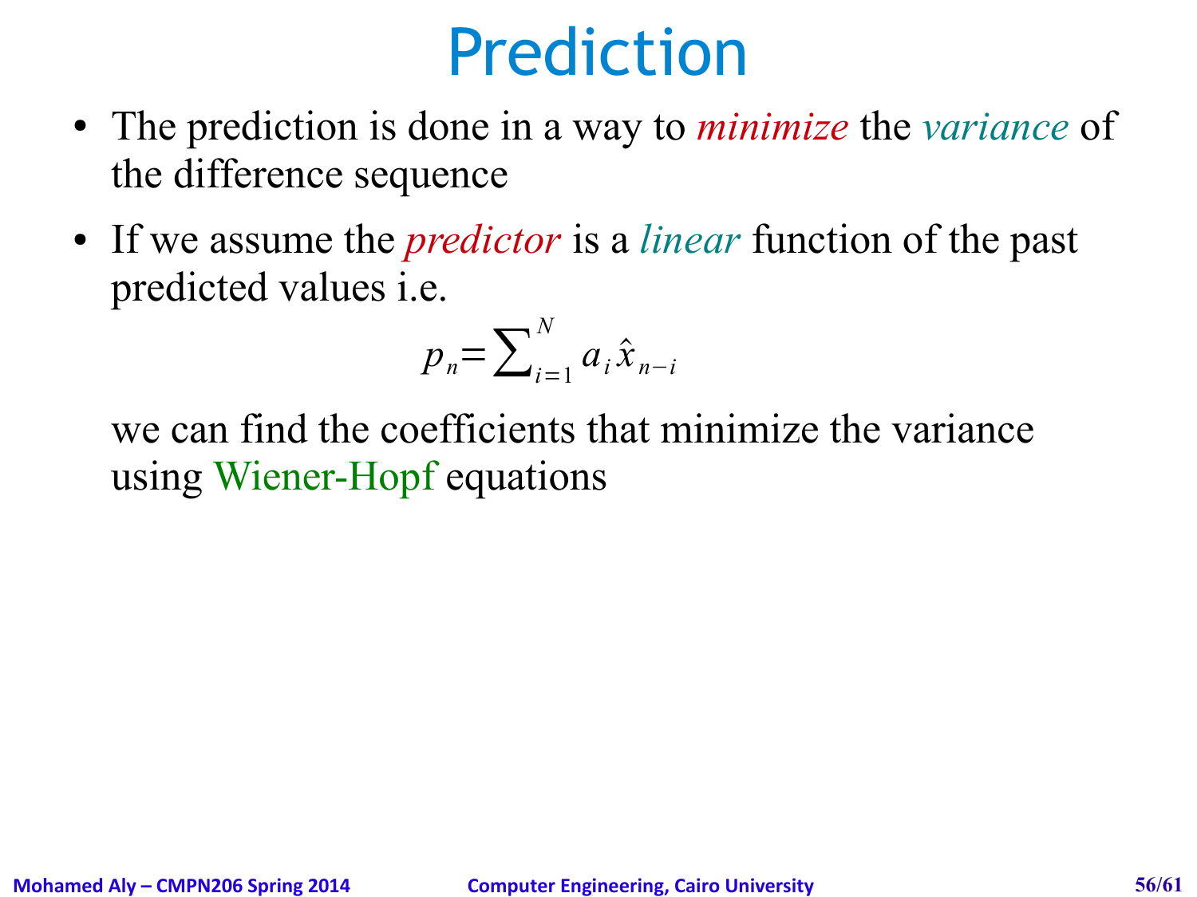# Prediction

- The prediction is done in a way to *minimize* the *variance* of the difference sequence
- If we assume the *predictor* is a *linear* function of the past predicted values i.e.

$$p_n = \sum_{i=1}^{N} a_i \hat{x}_{n-i}$$

  we can find the coefficients that minimize the variance using Wiener-Hopf equations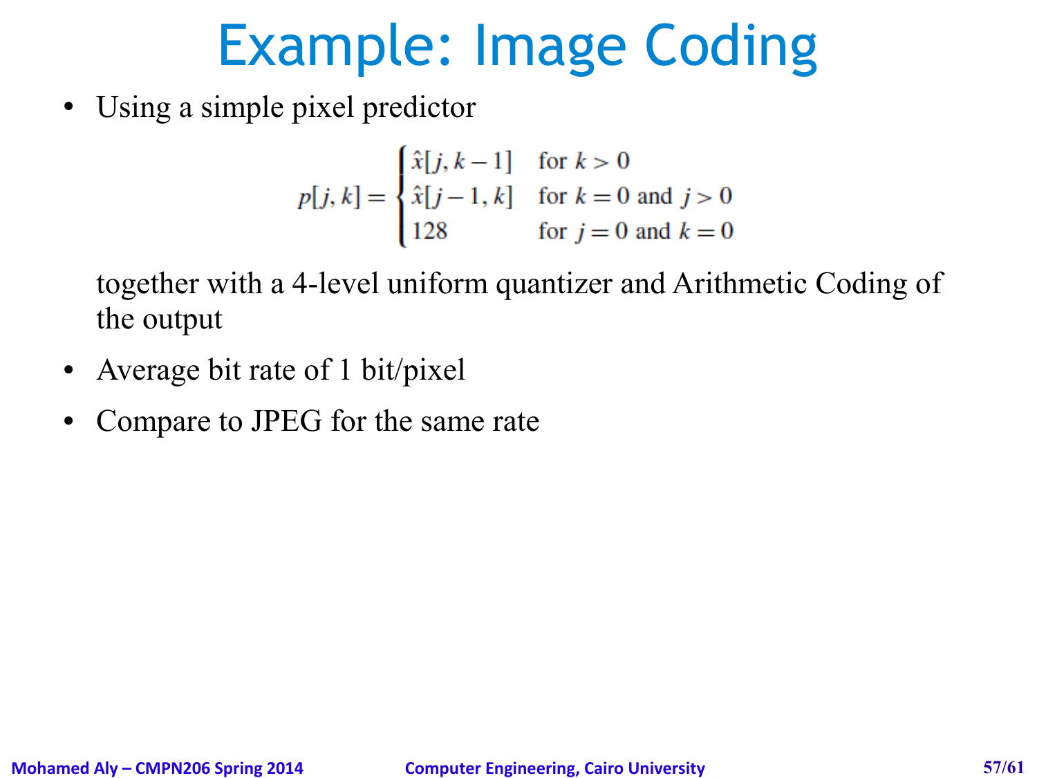# Example: Image Coding

- Using a simple pixel predictor

$$p[j,k] = \begin{cases} \hat{x}[j,k-1] & \text{for } k > 0 \\ \hat{x}[j-1,k] & \text{for } k = 0 \text{ and } j > 0 \\ 128 & \text{for } j = 0 \text{ and } k = 0 \end{cases}$$

  together with a 4-level uniform quantizer and Arithmetic Coding of the output

- Average bit rate of 1 bit/pixel
- Compare to JPEG for the same rate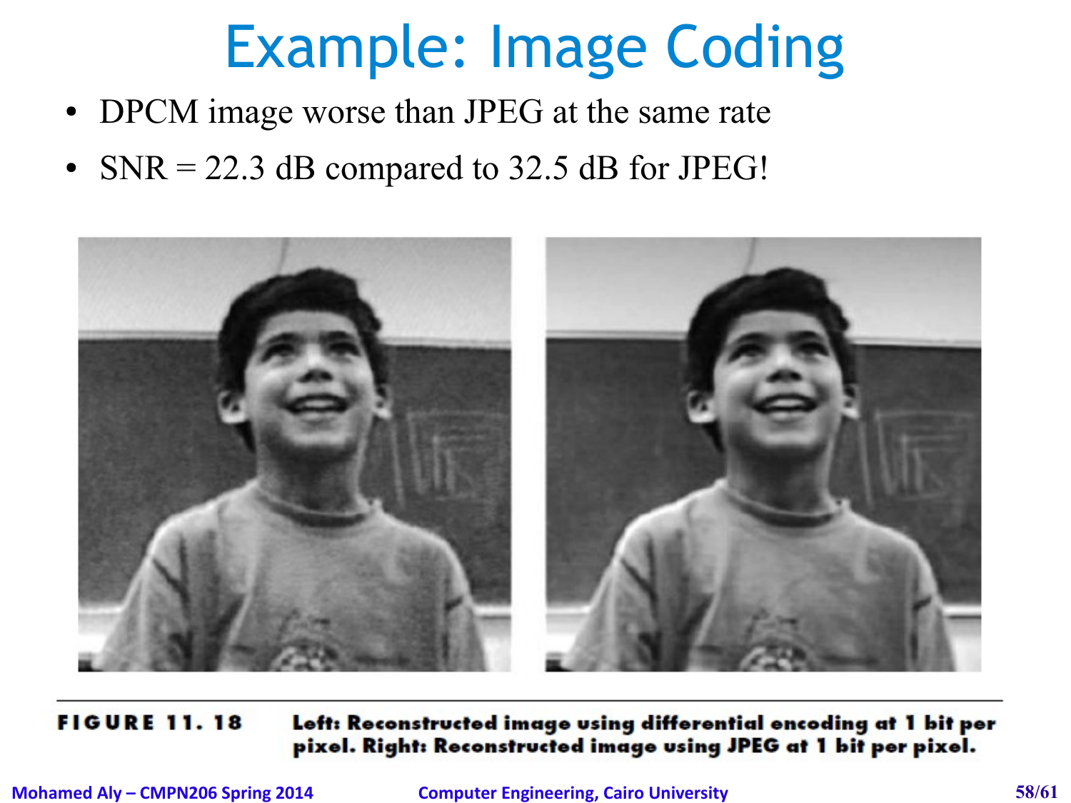# Example: Image Coding

- DPCM image worse than JPEG at the same rate
- SNR = 22.3 dB compared to 32.5 dB for JPEG!

**FIGURE 11. 18** **Left: Reconstructed image using differential encoding at 1 bit per pixel. Right: Reconstructed image using JPEG at 1 bit per pixel.**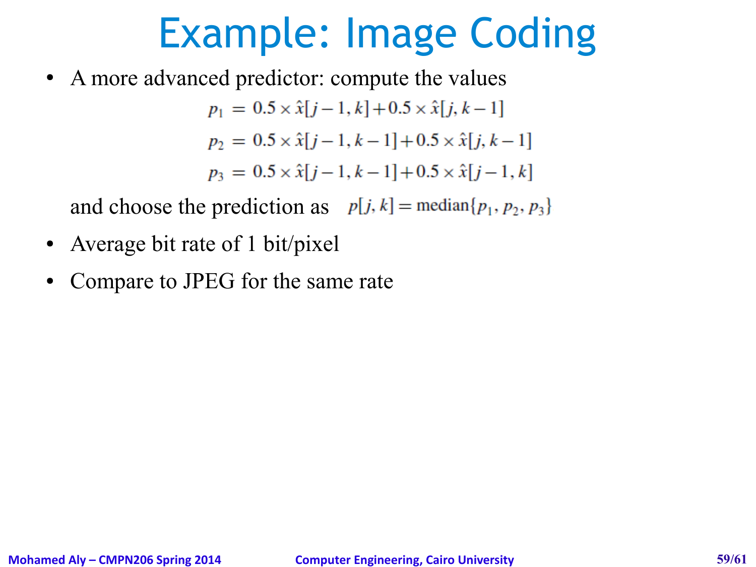# Example: Image Coding

- A more advanced predictor: compute the values

$$
\begin{aligned}
p_1 &= 0.5 \times \hat{x}[j-1,k] + 0.5 \times \hat{x}[j,k-1] \\
p_2 &= 0.5 \times \hat{x}[j-1,k-1] + 0.5 \times \hat{x}[j,k-1] \\
p_3 &= 0.5 \times \hat{x}[j-1,k-1] + 0.5 \times \hat{x}[j-1,k]
\end{aligned}
$$

  and choose the prediction as $p[j,k] = \text{median}\{p_1, p_2, p_3\}$

- Average bit rate of 1 bit/pixel
- Compare to JPEG for the same rate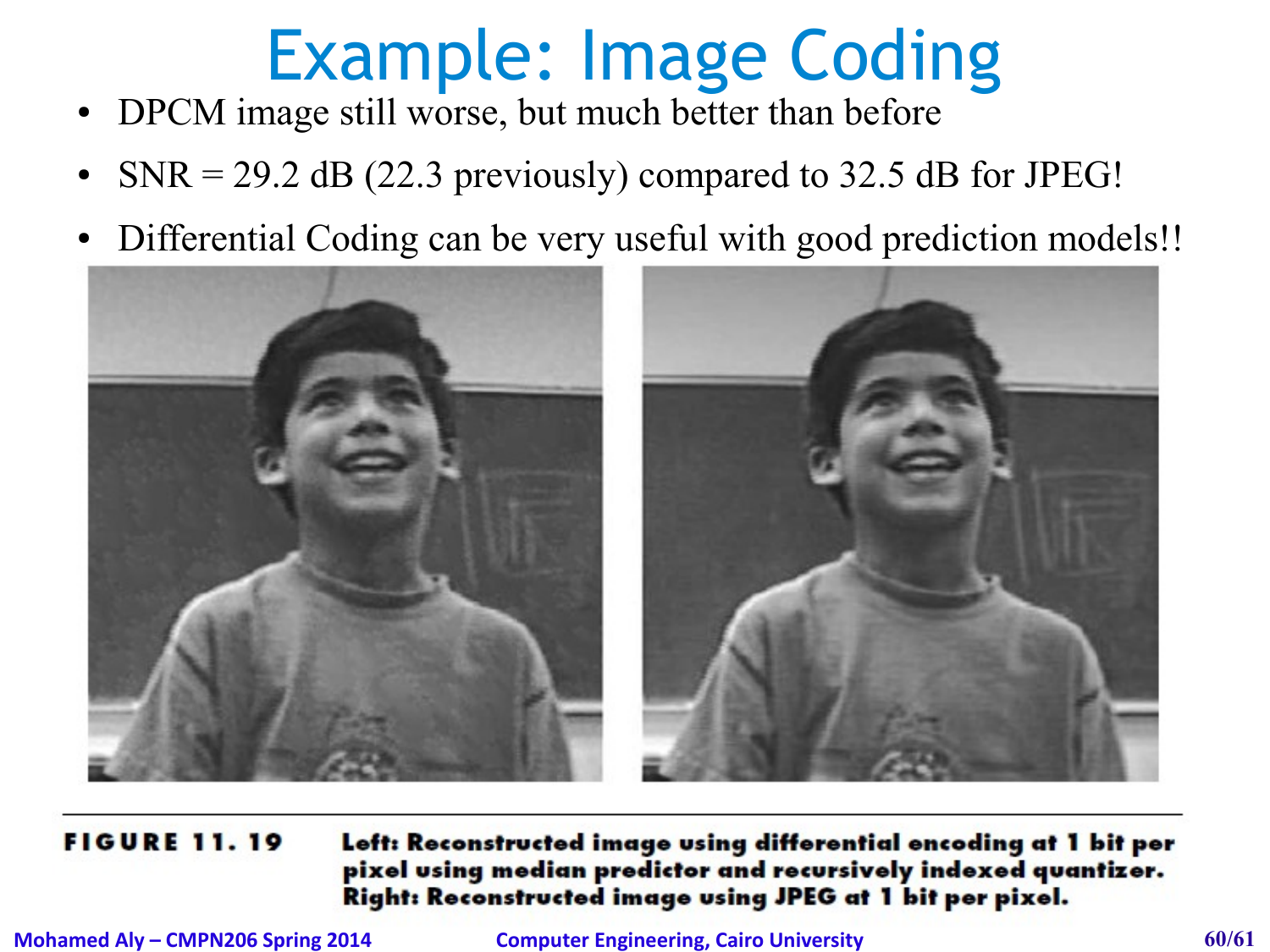# Example: Image Coding

- DPCM image still worse, but much better than before
- SNR = 29.2 dB (22.3 previously) compared to 32.5 dB for JPEG!
- Differential Coding can be very useful with good prediction models!!

**FIGURE 11. 19** **Left: Reconstructed image using differential encoding at 1 bit per pixel using median predictor and recursively indexed quantizer. Right: Reconstructed image using JPEG at 1 bit per pixel.**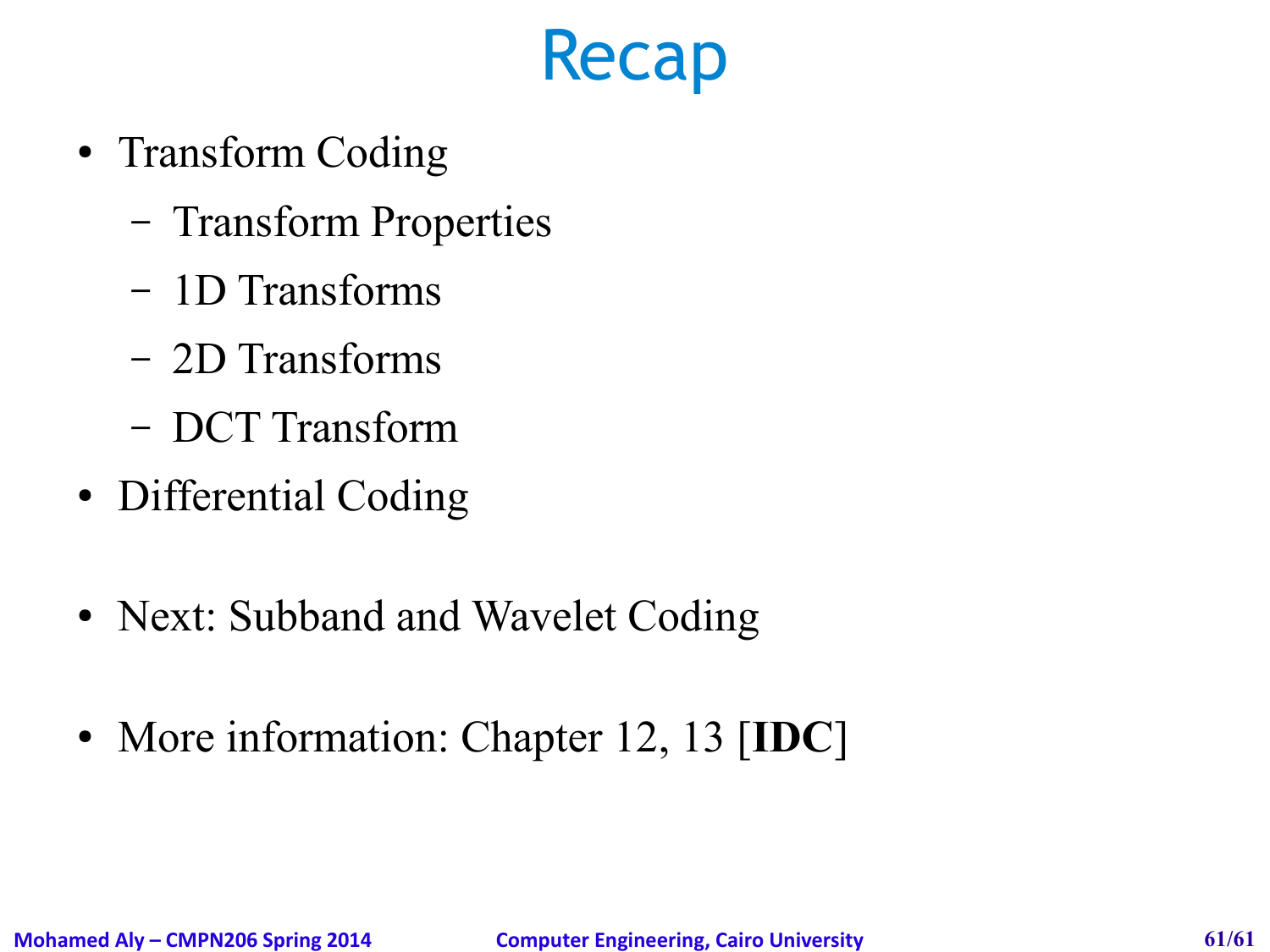# Recap

- Transform Coding
  - Transform Properties
  - 1D Transforms
  - 2D Transforms
  - DCT Transform
- Differential Coding

- Next: Subband and Wavelet Coding

- More information: Chapter 12, 13 [**IDC**]